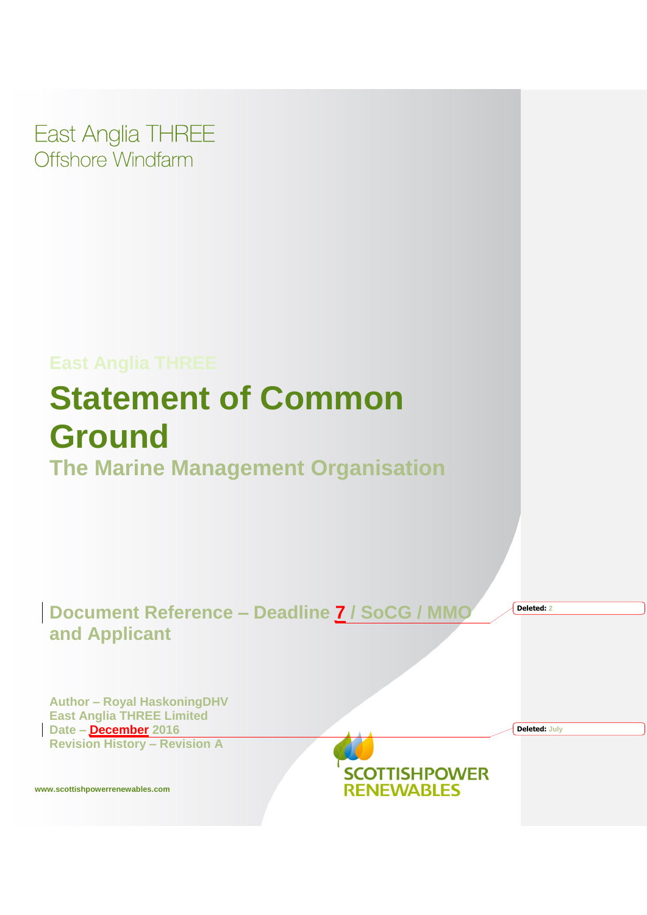East Anglia THREE
Offshore Windfarm

East Anglia THREE

# Statement of Common Ground

## The Marine Management Organisation

**Document Reference – Deadline 7 / SoCG / MMO and Applicant**

Deleted: 2

**Author – Royal HaskoningDHV**
**East Anglia THREE Limited**
**Date – December 2016**
**Revision History – Revision A**

Deleted: July

www.scottishpowerrenewables.com

SCOTTISHPOWER RENEWABLES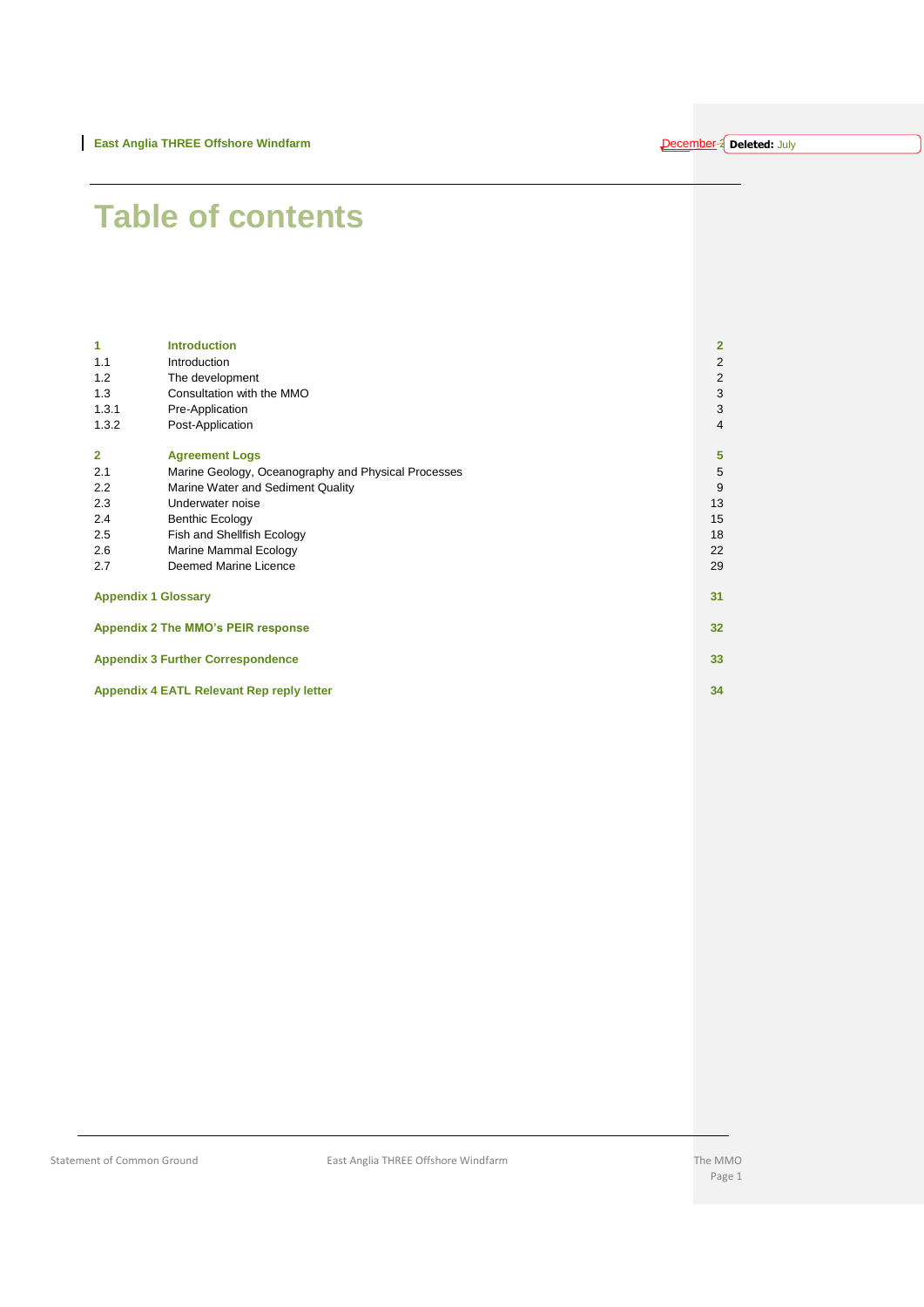# Table of contents

| | | |
|---|---|---|
| **1** | **Introduction** | **2** |
| 1.1 | Introduction | 2 |
| 1.2 | The development | 2 |
| 1.3 | Consultation with the MMO | 3 |
| 1.3.1 | Pre-Application | 3 |
| 1.3.2 | Post-Application | 4 |
| **2** | **Agreement Logs** | **5** |
| 2.1 | Marine Geology, Oceanography and Physical Processes | 5 |
| 2.2 | Marine Water and Sediment Quality | 9 |
| 2.3 | Underwater noise | 13 |
| 2.4 | Benthic Ecology | 15 |
| 2.5 | Fish and Shellfish Ecology | 18 |
| 2.6 | Marine Mammal Ecology | 22 |
| 2.7 | Deemed Marine Licence | 29 |
| **Appendix 1 Glossary** | | **31** |
| **Appendix 2 The MMO's PEIR response** | | **32** |
| **Appendix 3 Further Correspondence** | | **33** |
| **Appendix 4 EATL Relevant Rep reply letter** | | **34** |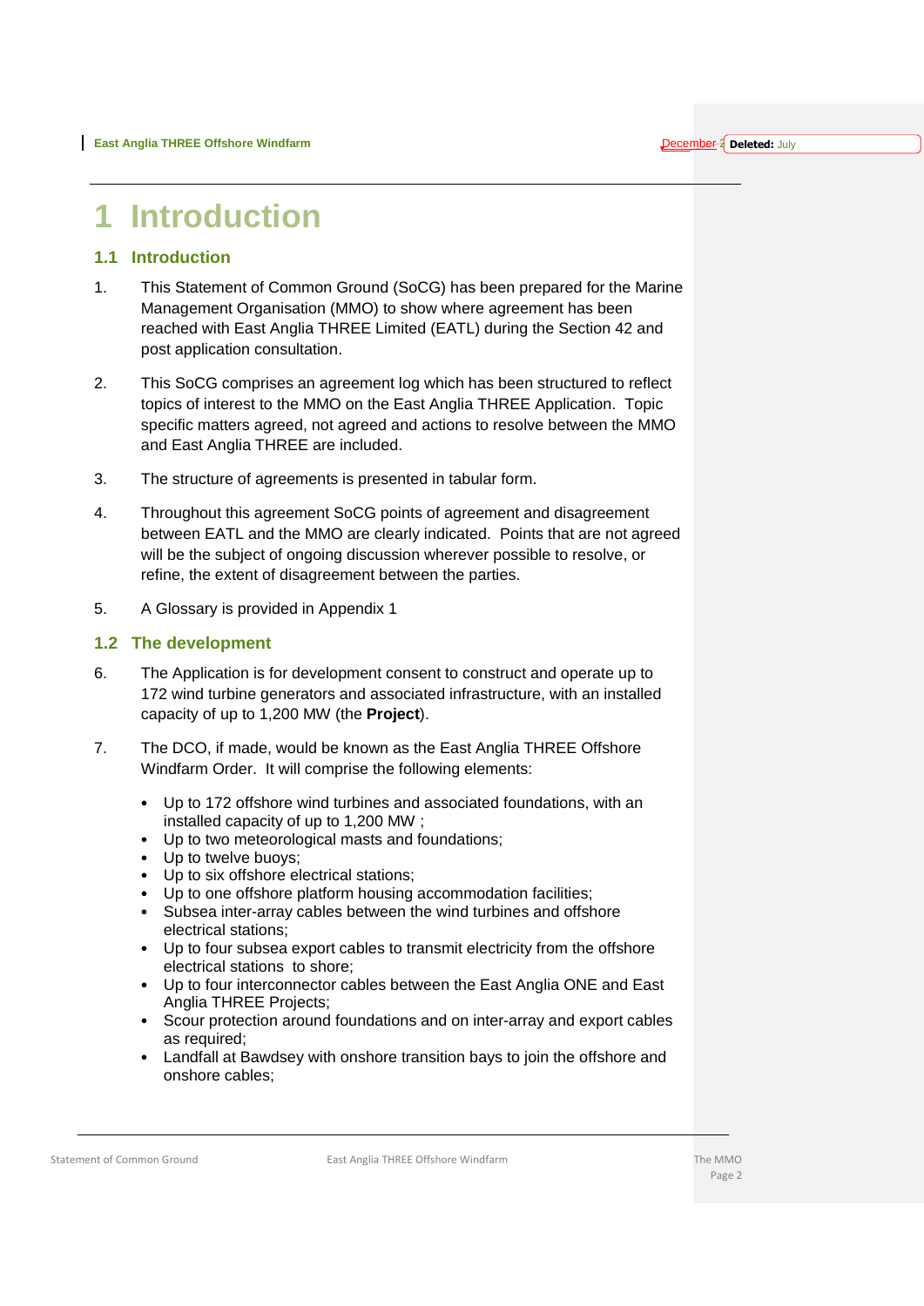# 1 Introduction

## 1.1 Introduction

1. This Statement of Common Ground (SoCG) has been prepared for the Marine Management Organisation (MMO) to show where agreement has been reached with East Anglia THREE Limited (EATL) during the Section 42 and post application consultation.

2. This SoCG comprises an agreement log which has been structured to reflect topics of interest to the MMO on the East Anglia THREE Application. Topic specific matters agreed, not agreed and actions to resolve between the MMO and East Anglia THREE are included.

3. The structure of agreements is presented in tabular form.

4. Throughout this agreement SoCG points of agreement and disagreement between EATL and the MMO are clearly indicated. Points that are not agreed will be the subject of ongoing discussion wherever possible to resolve, or refine, the extent of disagreement between the parties.

5. A Glossary is provided in Appendix 1

## 1.2 The development

6. The Application is for development consent to construct and operate up to 172 wind turbine generators and associated infrastructure, with an installed capacity of up to 1,200 MW (the **Project**).

7. The DCO, if made, would be known as the East Anglia THREE Offshore Windfarm Order. It will comprise the following elements:

   - Up to 172 offshore wind turbines and associated foundations, with an installed capacity of up to 1,200 MW ;
   - Up to two meteorological masts and foundations;
   - Up to twelve buoys;
   - Up to six offshore electrical stations;
   - Up to one offshore platform housing accommodation facilities;
   - Subsea inter-array cables between the wind turbines and offshore electrical stations;
   - Up to four subsea export cables to transmit electricity from the offshore electrical stations to shore;
   - Up to four interconnector cables between the East Anglia ONE and East Anglia THREE Projects;
   - Scour protection around foundations and on inter-array and export cables as required;
   - Landfall at Bawdsey with onshore transition bays to join the offshore and onshore cables;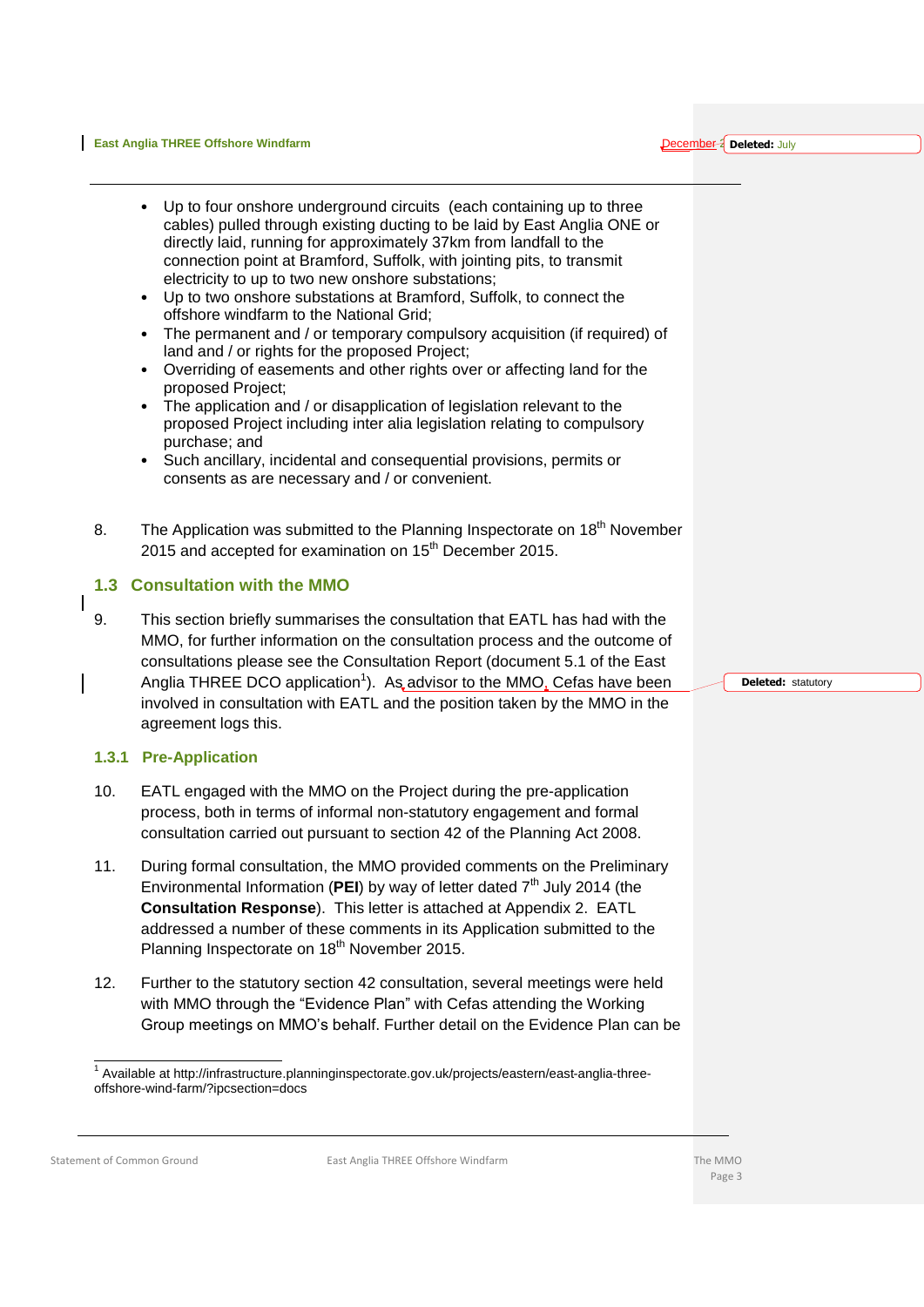- Up to four onshore underground circuits (each containing up to three cables) pulled through existing ducting to be laid by East Anglia ONE or directly laid, running for approximately 37km from landfall to the connection point at Bramford, Suffolk, with jointing pits, to transmit electricity to up to two new onshore substations;
- Up to two onshore substations at Bramford, Suffolk, to connect the offshore windfarm to the National Grid;
- The permanent and / or temporary compulsory acquisition (if required) of land and / or rights for the proposed Project;
- Overriding of easements and other rights over or affecting land for the proposed Project;
- The application and / or disapplication of legislation relevant to the proposed Project including inter alia legislation relating to compulsory purchase; and
- Such ancillary, incidental and consequential provisions, permits or consents as are necessary and / or convenient.

8. The Application was submitted to the Planning Inspectorate on 18th November 2015 and accepted for examination on 15th December 2015.

## 1.3 Consultation with the MMO

9. This section briefly summarises the consultation that EATL has had with the MMO, for further information on the consultation process and the outcome of consultations please see the Consultation Report (document 5.1 of the East Anglia THREE DCO application[1]). As advisor to the MMO, Cefas have been involved in consultation with EATL and the position taken by the MMO in the agreement logs this.

### 1.3.1 Pre-Application

10. EATL engaged with the MMO on the Project during the pre-application process, both in terms of informal non-statutory engagement and formal consultation carried out pursuant to section 42 of the Planning Act 2008.

11. During formal consultation, the MMO provided comments on the Preliminary Environmental Information (**PEI**) by way of letter dated 7th July 2014 (the **Consultation Response**). This letter is attached at Appendix 2. EATL addressed a number of these comments in its Application submitted to the Planning Inspectorate on 18th November 2015.

12. Further to the statutory section 42 consultation, several meetings were held with MMO through the "Evidence Plan" with Cefas attending the Working Group meetings on MMO's behalf. Further detail on the Evidence Plan can be

[1] Available at http://infrastructure.planninginspectorate.gov.uk/projects/eastern/east-anglia-three-offshore-wind-farm/?ipcsection=docs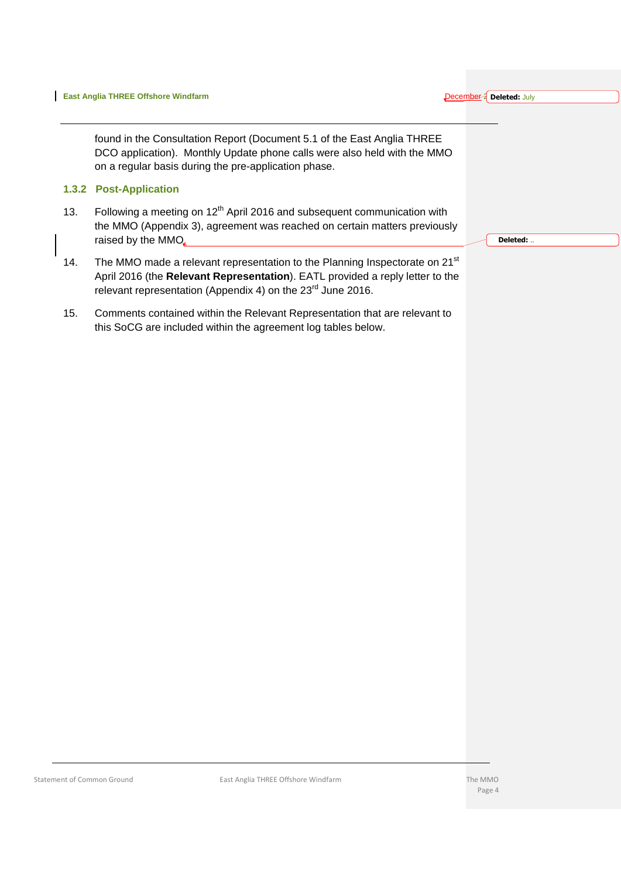found in the Consultation Report (Document 5.1 of the East Anglia THREE DCO application). Monthly Update phone calls were also held with the MMO on a regular basis during the pre-application phase.

### 1.3.2 Post-Application

13. Following a meeting on 12th April 2016 and subsequent communication with the MMO (Appendix 3), agreement was reached on certain matters previously raised by the MMO.

14. The MMO made a relevant representation to the Planning Inspectorate on 21st April 2016 (the **Relevant Representation**). EATL provided a reply letter to the relevant representation (Appendix 4) on the 23rd June 2016.

15. Comments contained within the Relevant Representation that are relevant to this SoCG are included within the agreement log tables below.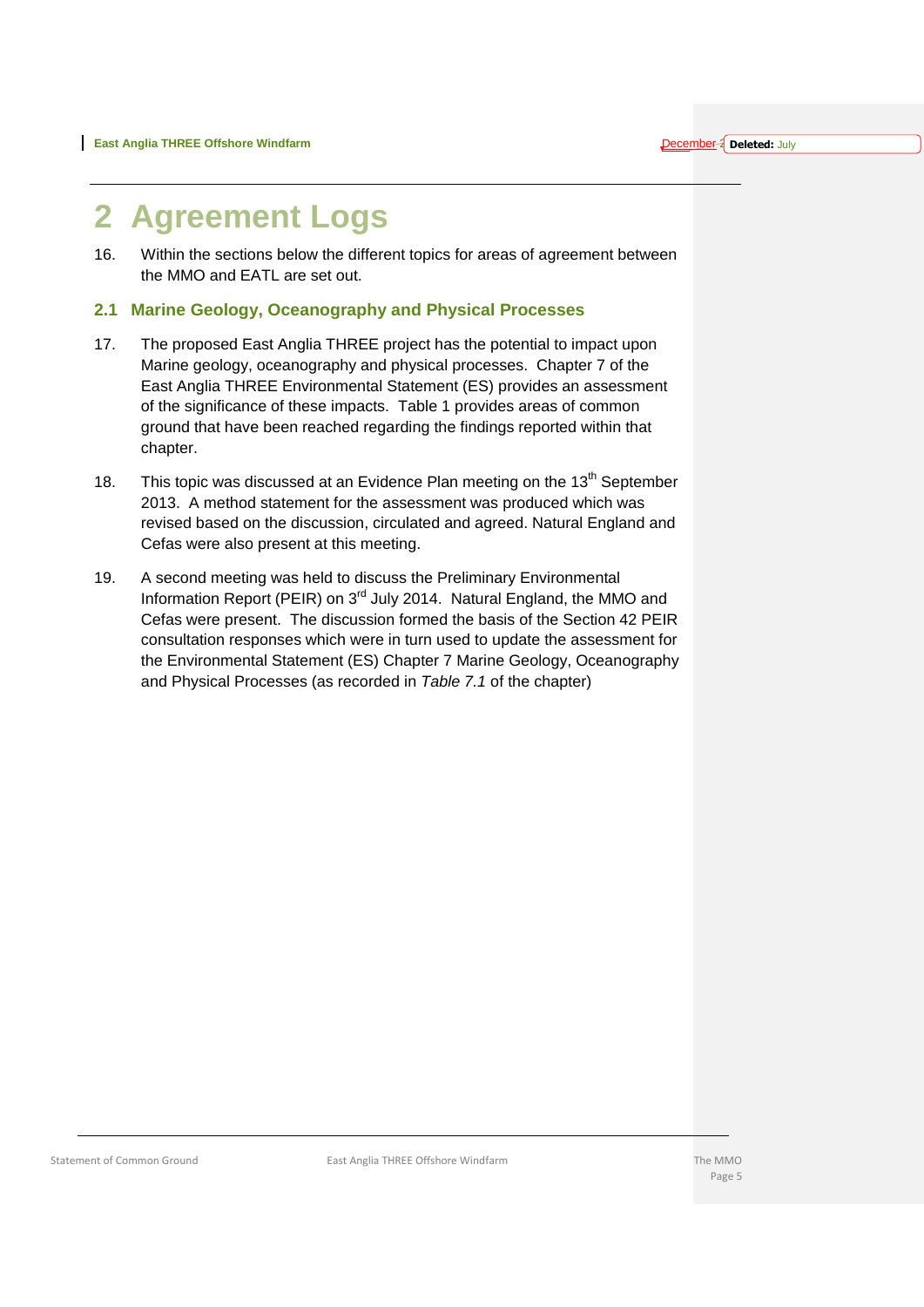# 2 Agreement Logs

16. Within the sections below the different topics for areas of agreement between the MMO and EATL are set out.

## 2.1 Marine Geology, Oceanography and Physical Processes

17. The proposed East Anglia THREE project has the potential to impact upon Marine geology, oceanography and physical processes. Chapter 7 of the East Anglia THREE Environmental Statement (ES) provides an assessment of the significance of these impacts. Table 1 provides areas of common ground that have been reached regarding the findings reported within that chapter.

18. This topic was discussed at an Evidence Plan meeting on the 13th September 2013. A method statement for the assessment was produced which was revised based on the discussion, circulated and agreed. Natural England and Cefas were also present at this meeting.

19. A second meeting was held to discuss the Preliminary Environmental Information Report (PEIR) on 3rd July 2014. Natural England, the MMO and Cefas were present. The discussion formed the basis of the Section 42 PEIR consultation responses which were in turn used to update the assessment for the Environmental Statement (ES) Chapter 7 Marine Geology, Oceanography and Physical Processes (as recorded in *Table 7.1* of the chapter)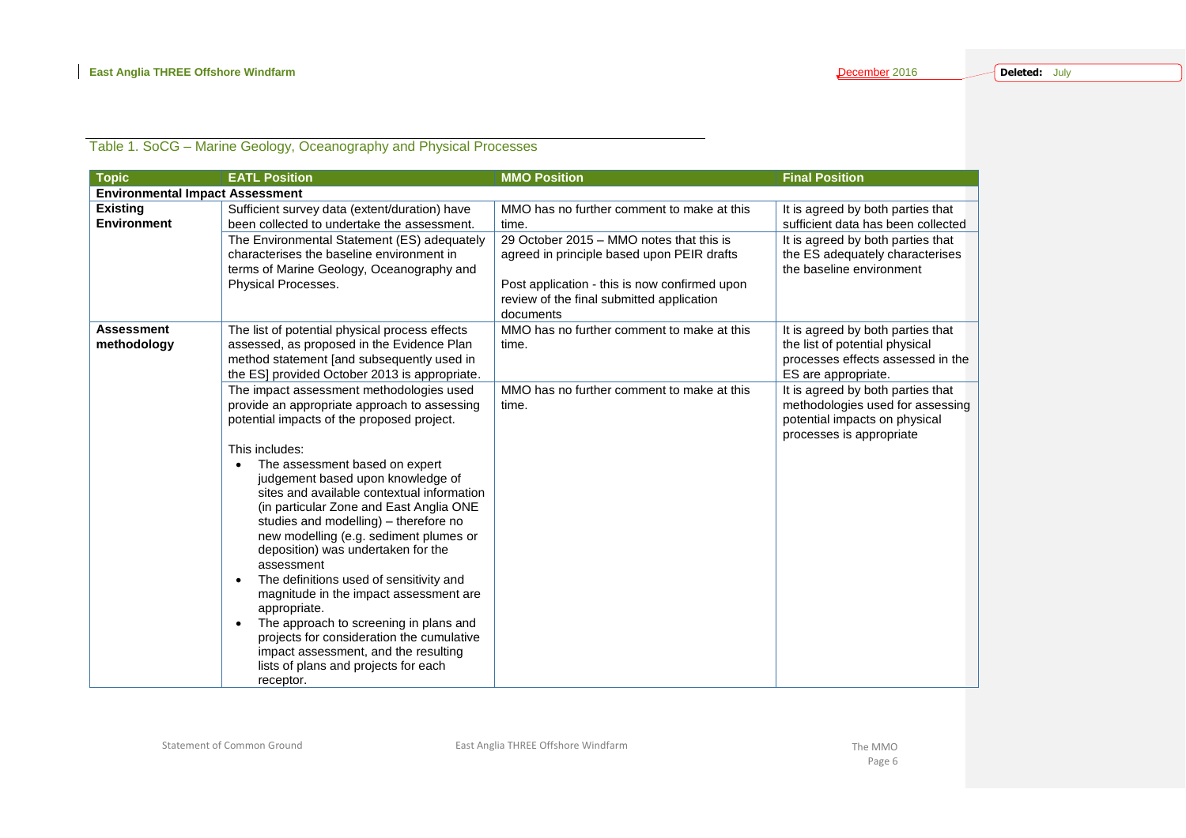Table 1. SoCG – Marine Geology, Oceanography and Physical Processes

| Topic | EATL Position | MMO Position | Final Position |
|---|---|---|---|
| **Environmental Impact Assessment** | | | |
| **Existing Environment** | Sufficient survey data (extent/duration) have been collected to undertake the assessment. | MMO has no further comment to make at this time. | It is agreed by both parties that sufficient data has been collected |
| | The Environmental Statement (ES) adequately characterises the baseline environment in terms of Marine Geology, Oceanography and Physical Processes. | 29 October 2015 – MMO notes that this is agreed in principle based upon PEIR drafts<br><br>Post application - this is now confirmed upon review of the final submitted application documents | It is agreed by both parties that the ES adequately characterises the baseline environment |
| **Assessment methodology** | The list of potential physical process effects assessed, as proposed in the Evidence Plan method statement [and subsequently used in the ES] provided October 2013 is appropriate. | MMO has no further comment to make at this time. | It is agreed by both parties that the list of potential physical processes effects assessed in the ES are appropriate. |
| | The impact assessment methodologies used provide an appropriate approach to assessing potential impacts of the proposed project.<br><br>This includes:<br>• The assessment based on expert judgement based upon knowledge of sites and available contextual information (in particular Zone and East Anglia ONE studies and modelling) – therefore no new modelling (e.g. sediment plumes or deposition) was undertaken for the assessment<br>• The definitions used of sensitivity and magnitude in the impact assessment are appropriate.<br>• The approach to screening in plans and projects for consideration the cumulative impact assessment, and the resulting lists of plans and projects for each receptor. | MMO has no further comment to make at this time. | It is agreed by both parties that methodologies used for assessing potential impacts on physical processes is appropriate |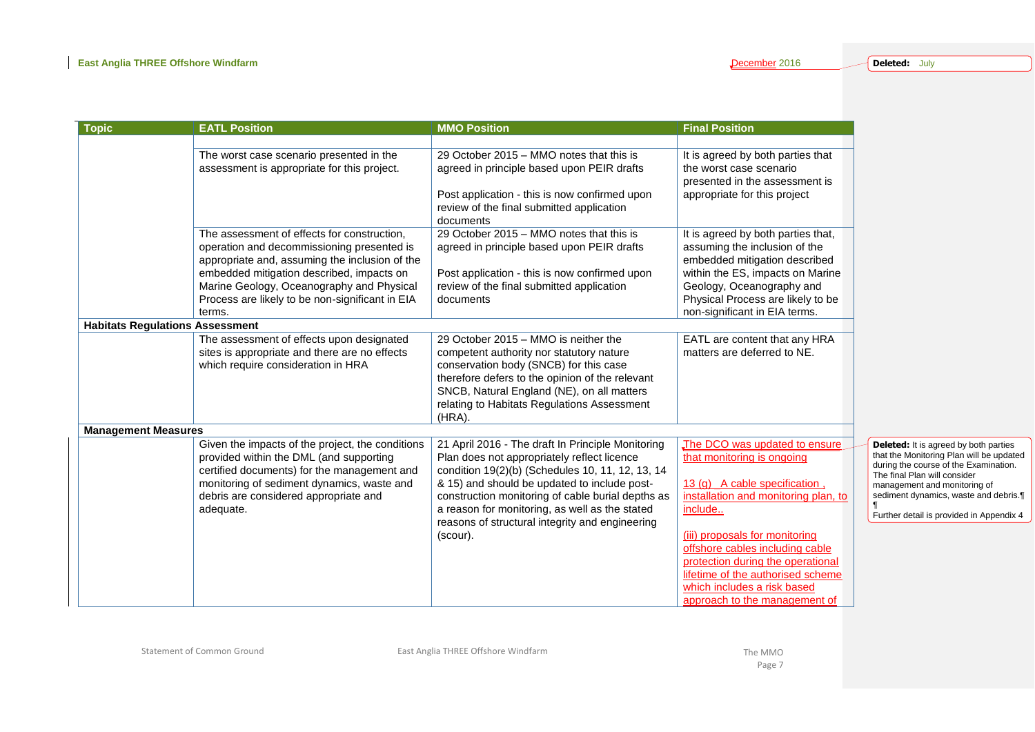| Topic | EATL Position | MMO Position | Final Position |
|---|---|---|---|
| | | | |
| | The worst case scenario presented in the assessment is appropriate for this project. | 29 October 2015 – MMO notes that this is agreed in principle based upon PEIR drafts<br><br>Post application - this is now confirmed upon review of the final submitted application documents | It is agreed by both parties that the worst case scenario presented in the assessment is appropriate for this project |
| | The assessment of effects for construction, operation and decommissioning presented is appropriate and, assuming the inclusion of the embedded mitigation described, impacts on Marine Geology, Oceanography and Physical Process are likely to be non-significant in EIA terms. | 29 October 2015 – MMO notes that this is agreed in principle based upon PEIR drafts<br><br>Post application - this is now confirmed upon review of the final submitted application documents | It is agreed by both parties that, assuming the inclusion of the embedded mitigation described within the ES, impacts on Marine Geology, Oceanography and Physical Process are likely to be non-significant in EIA terms. |
| **Habitats Regulations Assessment** | | | |
| | The assessment of effects upon designated sites is appropriate and there are no effects which require consideration in HRA | 29 October 2015 – MMO is neither the competent authority nor statutory nature conservation body (SNCB) for this case therefore defers to the opinion of the relevant SNCB, Natural England (NE), on all matters relating to Habitats Regulations Assessment (HRA). | EATL are content that any HRA matters are deferred to NE. |
| **Management Measures** | | | |
| | Given the impacts of the project, the conditions provided within the DML (and supporting certified documents) for the management and monitoring of sediment dynamics, waste and debris are considered appropriate and adequate. | 21 April 2016 - The draft In Principle Monitoring Plan does not appropriately reflect licence condition 19(2)(b) (Schedules 10, 11, 12, 13, 14 & 15) and should be updated to include post-construction monitoring of cable burial depths as a reason for monitoring, as well as the stated reasons of structural integrity and engineering (scour). | The DCO was updated to ensure that monitoring is ongoing<br><br>13 (g) A cable specification , installation and monitoring plan, to include..<br><br>(iii) proposals for monitoring offshore cables including cable protection during the operational lifetime of the authorised scheme which includes a risk based approach to the management of |

Deleted: It is agreed by both parties that the Monitoring Plan will be updated during the course of the Examination. The final Plan will consider management and monitoring of sediment dynamics, waste and debris.

Further detail is provided in Appendix 4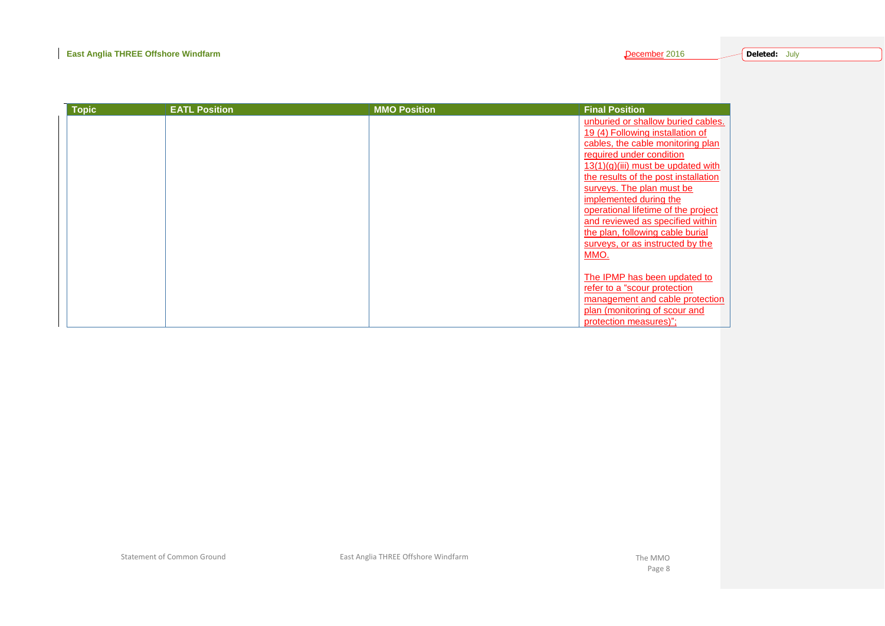| Topic | EATL Position | MMO Position | Final Position |
|---|---|---|---|
| | | | unburied or shallow buried cables. 19 (4) Following installation of cables, the cable monitoring plan required under condition 13(1)(g)(iii) must be updated with the results of the post installation surveys. The plan must be implemented during the operational lifetime of the project and reviewed as specified within the plan, following cable burial surveys, or as instructed by the MMO.<br><br>The IPMP has been updated to refer to a "scour protection management and cable protection plan (monitoring of scour and protection measures)"; |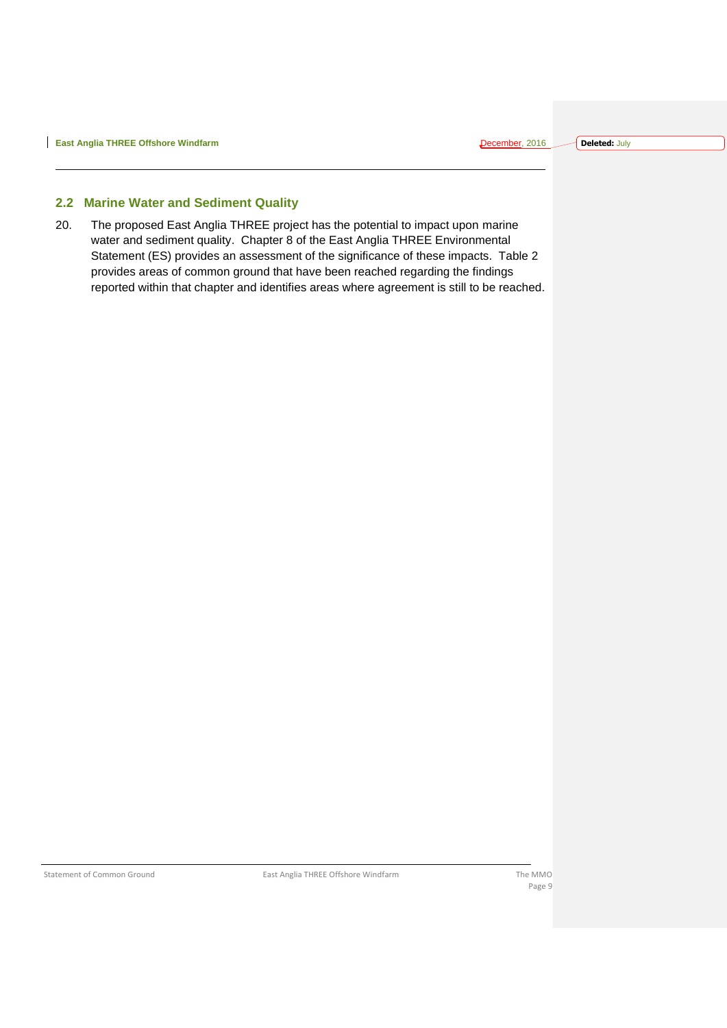## 2.2 Marine Water and Sediment Quality

20. The proposed East Anglia THREE project has the potential to impact upon marine water and sediment quality. Chapter 8 of the East Anglia THREE Environmental Statement (ES) provides an assessment of the significance of these impacts. Table 2 provides areas of common ground that have been reached regarding the findings reported within that chapter and identifies areas where agreement is still to be reached.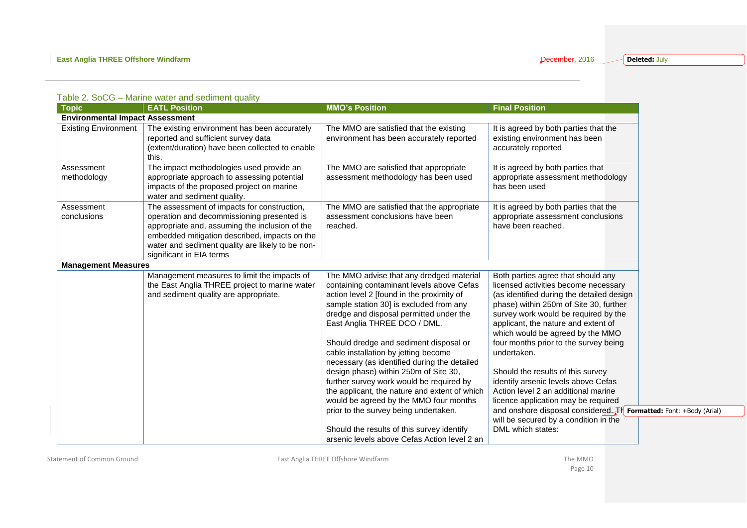Table 2. SoCG – Marine water and sediment quality

| Topic | EATL Position | MMO's Position | Final Position |
|---|---|---|---|
| **Environmental Impact Assessment** | | | |
| Existing Environment | The existing environment has been accurately reported and sufficient survey data (extent/duration) have been collected to enable this. | The MMO are satisfied that the existing environment has been accurately reported | It is agreed by both parties that the existing environment has been accurately reported |
| Assessment methodology | The impact methodologies used provide an appropriate approach to assessing potential impacts of the proposed project on marine water and sediment quality. | The MMO are satisfied that appropriate assessment methodology has been used | It is agreed by both parties that appropriate assessment methodology has been used |
| Assessment conclusions | The assessment of impacts for construction, operation and decommissioning presented is appropriate and, assuming the inclusion of the embedded mitigation described, impacts on the water and sediment quality are likely to be non-significant in EIA terms | The MMO are satisfied that the appropriate assessment conclusions have been reached. | It is agreed by both parties that the appropriate assessment conclusions have been reached. |
| **Management Measures** | | | |
| | Management measures to limit the impacts of the East Anglia THREE project to marine water and sediment quality are appropriate. | The MMO advise that any dredged material containing contaminant levels above Cefas action level 2 [found in the proximity of sample station 30] is excluded from any dredge and disposal permitted under the East Anglia THREE DCO / DML.<br><br>Should dredge and sediment disposal or cable installation by jetting become necessary (as identified during the detailed design phase) within 250m of Site 30, further survey work would be required by the applicant, the nature and extent of which would be agreed by the MMO four months prior to the survey being undertaken.<br><br>Should the results of this survey identify arsenic levels above Cefas Action level 2 an | Both parties agree that should any licensed activities become necessary (as identified during the detailed design phase) within 250m of Site 30, further survey work would be required by the applicant, the nature and extent of which would be agreed by the MMO four months prior to the survey being undertaken.<br><br>Should the results of this survey identify arsenic levels above Cefas Action level 2 an additional marine licence application may be required and onshore disposal considered. Th will be secured by a condition in the DML which states: |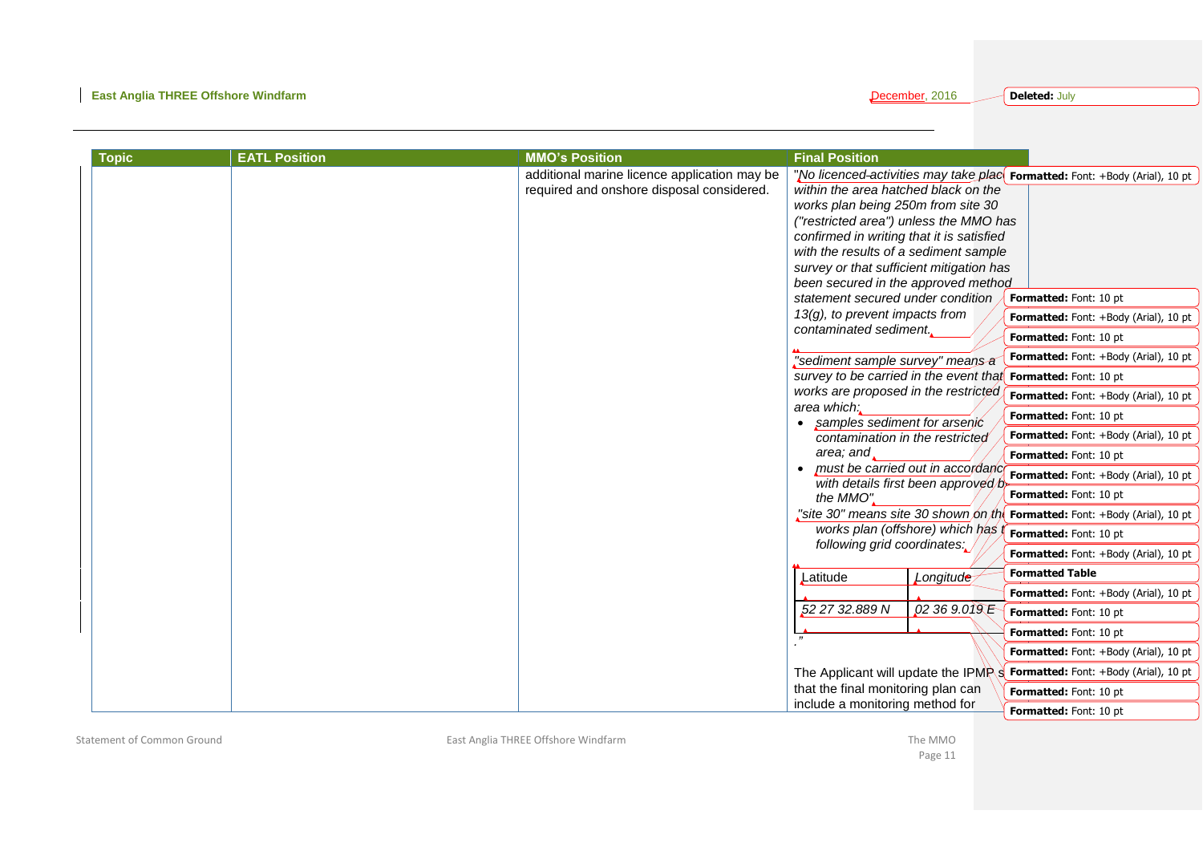| Topic | EATL Position | MMO's Position | Final Position |
|---|---|---|---|
| | | additional marine licence application may be required and onshore disposal considered. | *"No licenced activities may take place within the area hatched black on the works plan being 250m from site 30 ("restricted area") unless the MMO has confirmed in writing that it is satisfied with the results of a sediment sample survey or that sufficient mitigation has been secured in the approved method statement secured under condition 13(g), to prevent impacts from contaminated sediment.* <br><br> *"sediment sample survey" means a survey to be carried in the event that works are proposed in the restricted area which:* <br> • *samples sediment for arsenic contamination in the restricted area; and* <br> • *must be carried out in accordance with details first been approved by the MMO".* <br> *"site 30" means site 30 shown on the works plan (offshore) which has the following grid coordinates:* <br><br> Latitude / *Longitude* <br> *52 27 32.889 N* / *02 36 9.019 E* <br> *."* <br><br> The Applicant will update the IPMP so that the final monitoring plan can include a monitoring method for |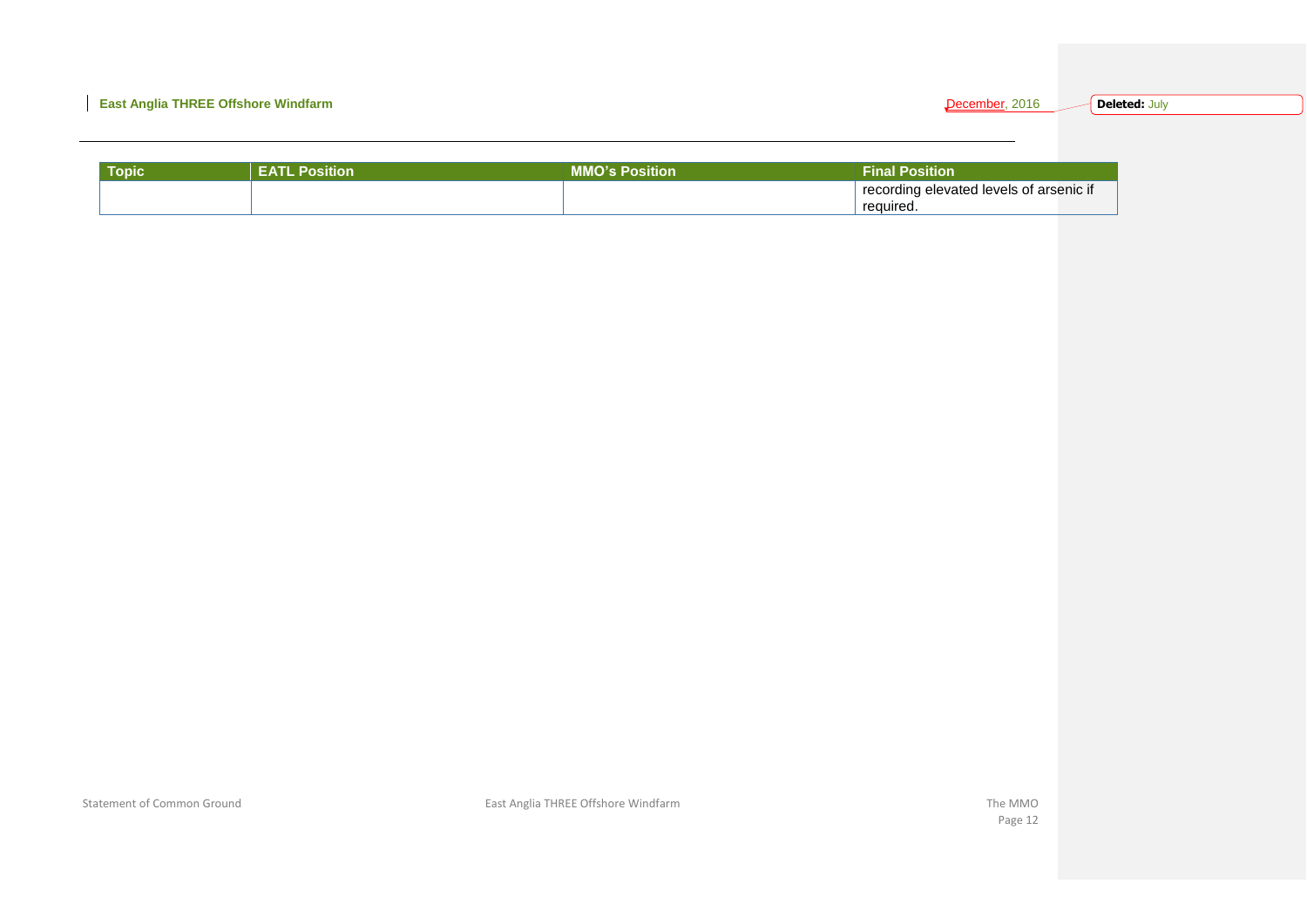| Topic | EATL Position | MMO's Position | Final Position |
| --- | --- | --- | --- |
| | | | recording elevated levels of arsenic if required. |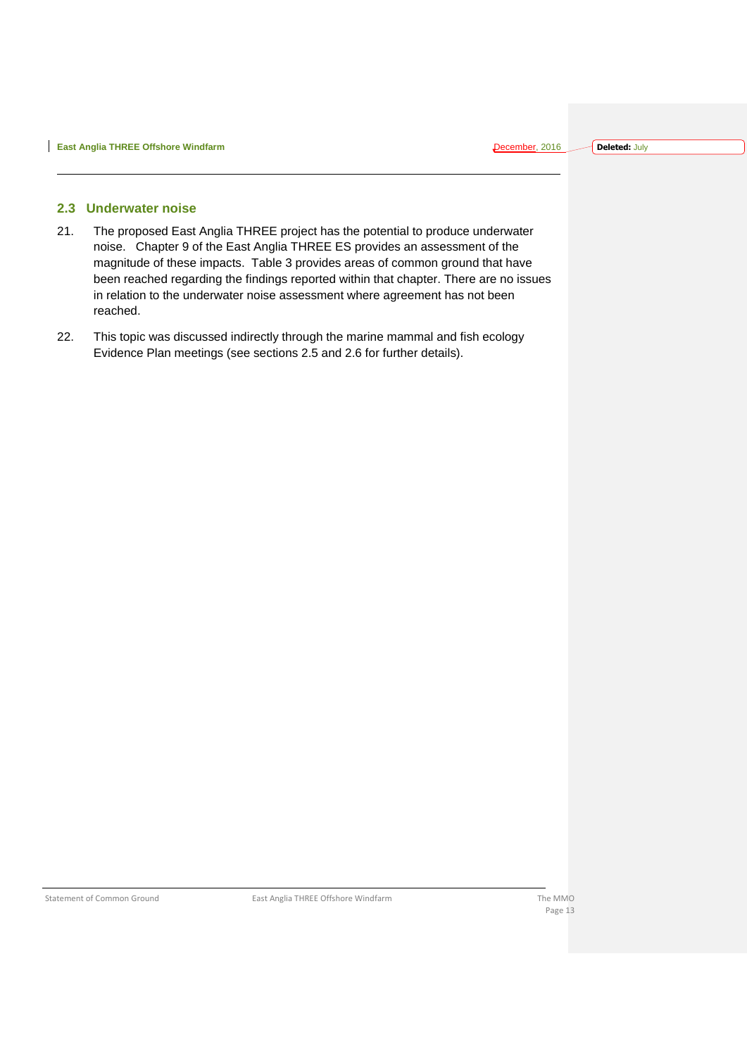## 2.3 Underwater noise

21. The proposed East Anglia THREE project has the potential to produce underwater noise. Chapter 9 of the East Anglia THREE ES provides an assessment of the magnitude of these impacts. Table 3 provides areas of common ground that have been reached regarding the findings reported within that chapter. There are no issues in relation to the underwater noise assessment where agreement has not been reached.

22. This topic was discussed indirectly through the marine mammal and fish ecology Evidence Plan meetings (see sections 2.5 and 2.6 for further details).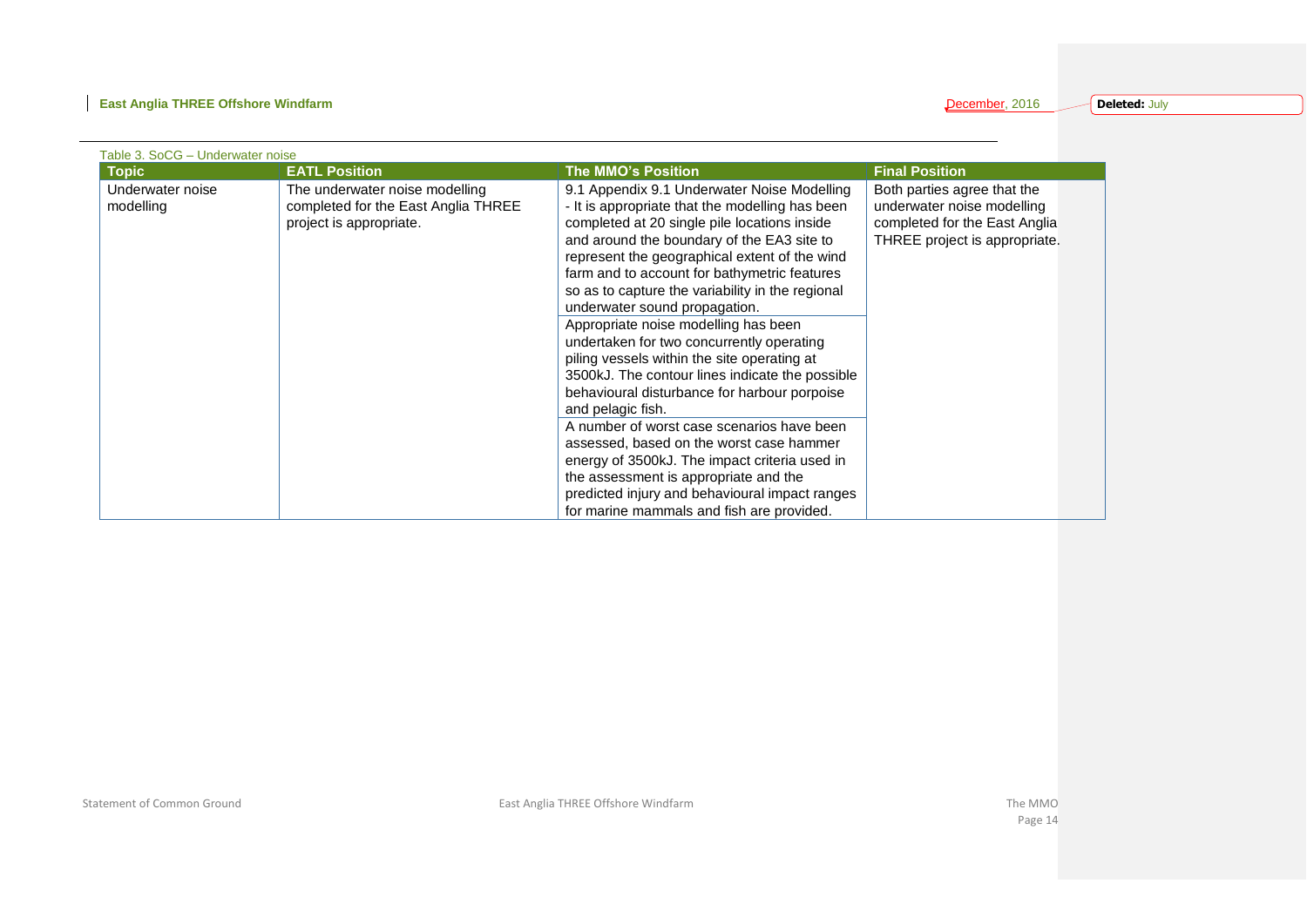Table 3. SoCG – Underwater noise

| Topic | EATL Position | The MMO's Position | Final Position |
|---|---|---|---|
| Underwater noise modelling | The underwater noise modelling completed for the East Anglia THREE project is appropriate. | 9.1 Appendix 9.1 Underwater Noise Modelling - It is appropriate that the modelling has been completed at 20 single pile locations inside and around the boundary of the EA3 site to represent the geographical extent of the wind farm and to account for bathymetric features so as to capture the variability in the regional underwater sound propagation. | Both parties agree that the underwater noise modelling completed for the East Anglia THREE project is appropriate. |
| | | Appropriate noise modelling has been undertaken for two concurrently operating piling vessels within the site operating at 3500kJ. The contour lines indicate the possible behavioural disturbance for harbour porpoise and pelagic fish. | |
| | | A number of worst case scenarios have been assessed, based on the worst case hammer energy of 3500kJ. The impact criteria used in the assessment is appropriate and the predicted injury and behavioural impact ranges for marine mammals and fish are provided. | |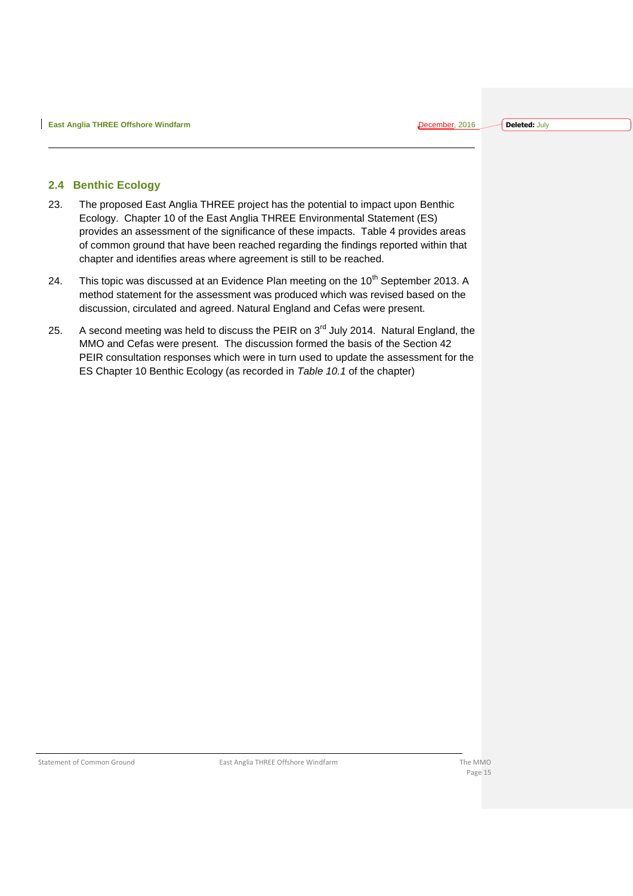## 2.4 Benthic Ecology

23. The proposed East Anglia THREE project has the potential to impact upon Benthic Ecology. Chapter 10 of the East Anglia THREE Environmental Statement (ES) provides an assessment of the significance of these impacts. Table 4 provides areas of common ground that have been reached regarding the findings reported within that chapter and identifies areas where agreement is still to be reached.

24. This topic was discussed at an Evidence Plan meeting on the 10th September 2013. A method statement for the assessment was produced which was revised based on the discussion, circulated and agreed. Natural England and Cefas were present.

25. A second meeting was held to discuss the PEIR on 3rd July 2014. Natural England, the MMO and Cefas were present. The discussion formed the basis of the Section 42 PEIR consultation responses which were in turn used to update the assessment for the ES Chapter 10 Benthic Ecology (as recorded in *Table 10.1* of the chapter)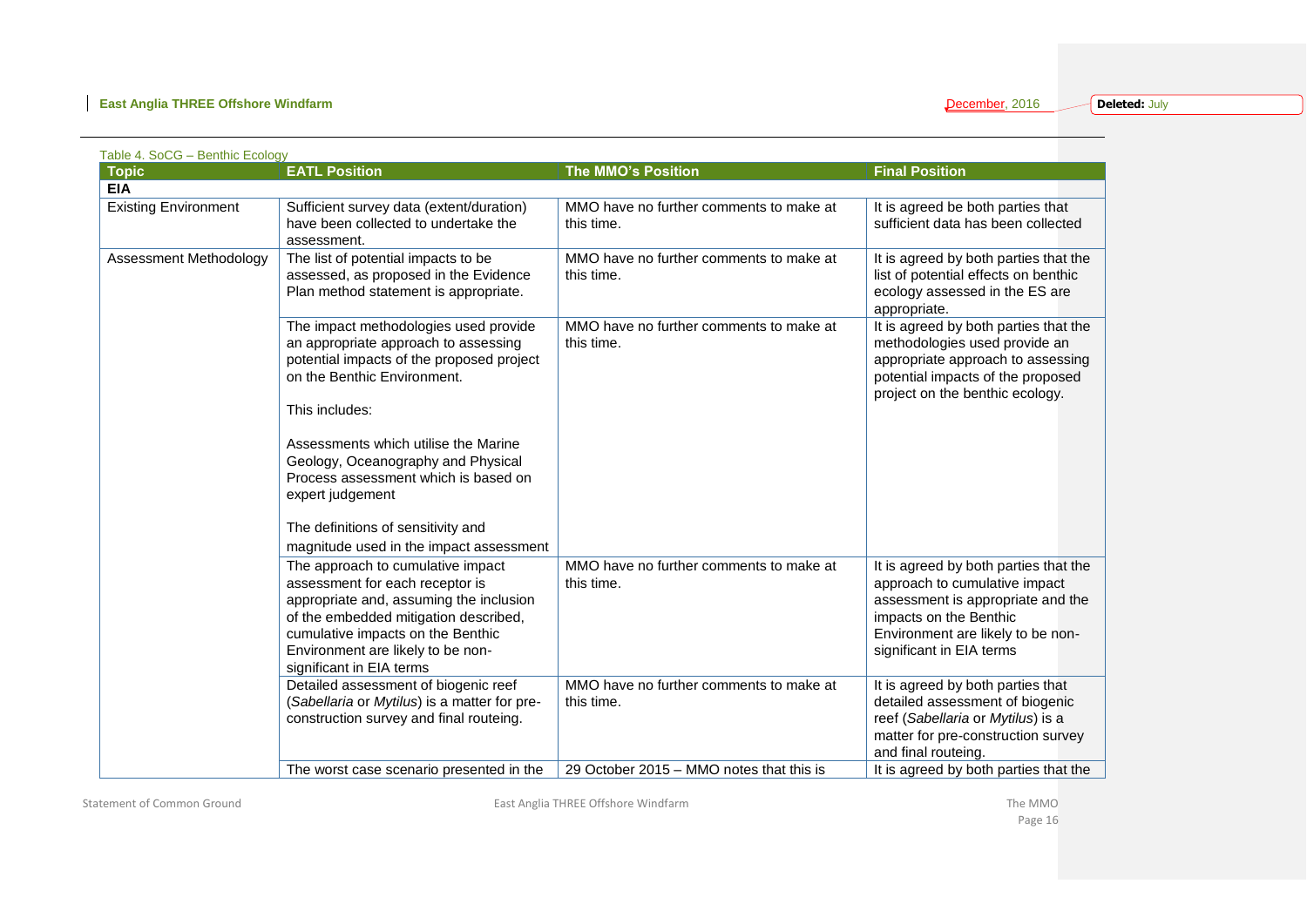Table 4. SoCG – Benthic Ecology

| Topic | EATL Position | The MMO's Position | Final Position |
|---|---|---|---|
| **EIA** | | | |
| Existing Environment | Sufficient survey data (extent/duration) have been collected to undertake the assessment. | MMO have no further comments to make at this time. | It is agreed be both parties that sufficient data has been collected |
| Assessment Methodology | The list of potential impacts to be assessed, as proposed in the Evidence Plan method statement is appropriate. | MMO have no further comments to make at this time. | It is agreed by both parties that the list of potential effects on benthic ecology assessed in the ES are appropriate. |
| | The impact methodologies used provide an appropriate approach to assessing potential impacts of the proposed project on the Benthic Environment.<br><br>This includes:<br><br>Assessments which utilise the Marine Geology, Oceanography and Physical Process assessment which is based on expert judgement<br><br>The definitions of sensitivity and magnitude used in the impact assessment | MMO have no further comments to make at this time. | It is agreed by both parties that the methodologies used provide an appropriate approach to assessing potential impacts of the proposed project on the benthic ecology. |
| | The approach to cumulative impact assessment for each receptor is appropriate and, assuming the inclusion of the embedded mitigation described, cumulative impacts on the Benthic Environment are likely to be non-significant in EIA terms | MMO have no further comments to make at this time. | It is agreed by both parties that the approach to cumulative impact assessment is appropriate and the impacts on the Benthic Environment are likely to be non-significant in EIA terms |
| | Detailed assessment of biogenic reef (*Sabellaria* or *Mytilus*) is a matter for pre-construction survey and final routeing. | MMO have no further comments to make at this time. | It is agreed by both parties that detailed assessment of biogenic reef (*Sabellaria* or *Mytilus*) is a matter for pre-construction survey and final routeing. |
| | The worst case scenario presented in the | 29 October 2015 – MMO notes that this is | It is agreed by both parties that the |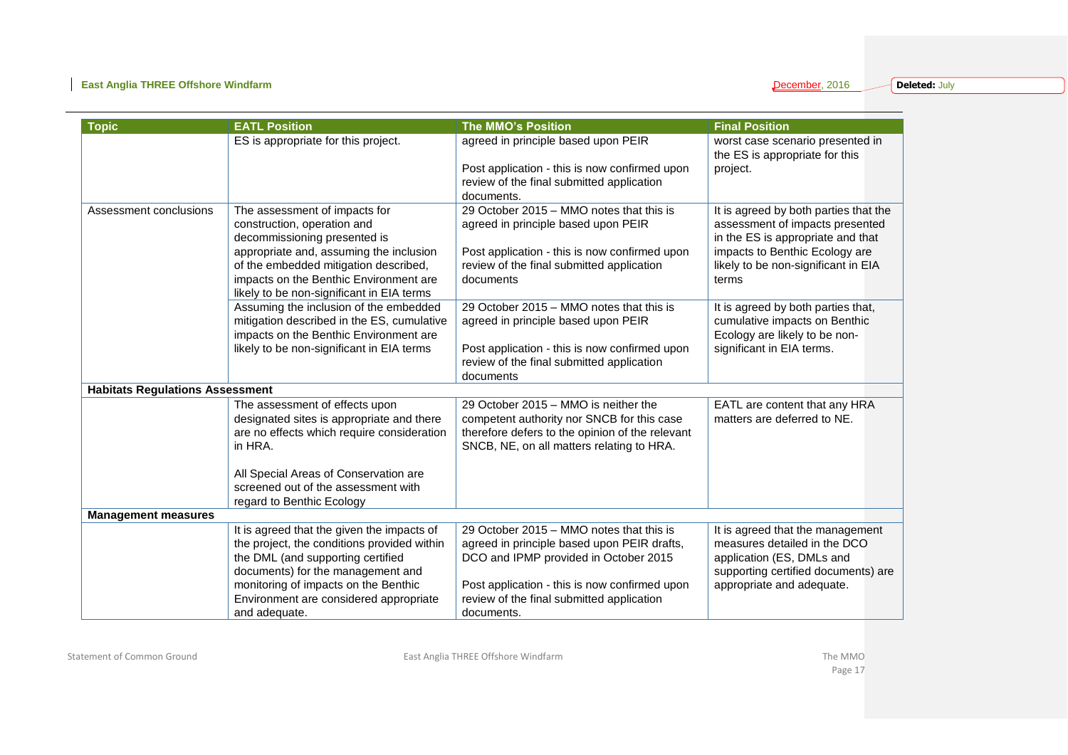| Topic | EATL Position | The MMO's Position | Final Position |
|---|---|---|---|
| | ES is appropriate for this project. | agreed in principle based upon PEIR<br><br>Post application - this is now confirmed upon review of the final submitted application documents. | worst case scenario presented in the ES is appropriate for this project. |
| Assessment conclusions | The assessment of impacts for construction, operation and decommissioning presented is appropriate and, assuming the inclusion of the embedded mitigation described, impacts on the Benthic Environment are likely to be non-significant in EIA terms | 29 October 2015 – MMO notes that this is agreed in principle based upon PEIR<br><br>Post application - this is now confirmed upon review of the final submitted application documents | It is agreed by both parties that the assessment of impacts presented in the ES is appropriate and that impacts to Benthic Ecology are likely to be non-significant in EIA terms |
| | Assuming the inclusion of the embedded mitigation described in the ES, cumulative impacts on the Benthic Environment are likely to be non-significant in EIA terms | 29 October 2015 – MMO notes that this is agreed in principle based upon PEIR<br><br>Post application - this is now confirmed upon review of the final submitted application documents | It is agreed by both parties that, cumulative impacts on Benthic Ecology are likely to be non-significant in EIA terms. |
| **Habitats Regulations Assessment** | | | |
| | The assessment of effects upon designated sites is appropriate and there are no effects which require consideration in HRA.<br><br>All Special Areas of Conservation are screened out of the assessment with regard to Benthic Ecology | 29 October 2015 – MMO is neither the competent authority nor SNCB for this case therefore defers to the opinion of the relevant SNCB, NE, on all matters relating to HRA. | EATL are content that any HRA matters are deferred to NE. |
| **Management measures** | | | |
| | It is agreed that the given the impacts of the project, the conditions provided within the DML (and supporting certified documents) for the management and monitoring of impacts on the Benthic Environment are considered appropriate and adequate. | 29 October 2015 – MMO notes that this is agreed in principle based upon PEIR drafts, DCO and IPMP provided in October 2015<br><br>Post application - this is now confirmed upon review of the final submitted application documents. | It is agreed that the management measures detailed in the DCO application (ES, DMLs and supporting certified documents) are appropriate and adequate. |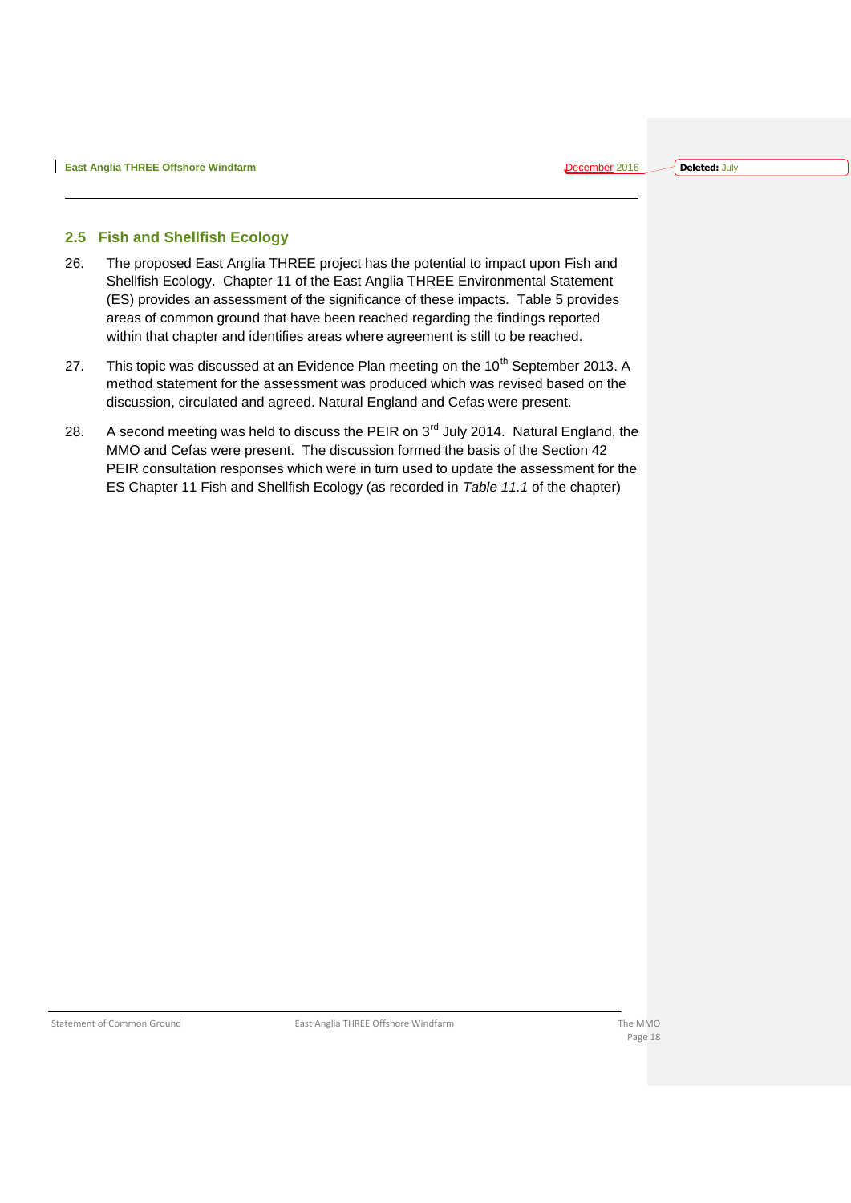## 2.5 Fish and Shellfish Ecology

26. The proposed East Anglia THREE project has the potential to impact upon Fish and Shellfish Ecology. Chapter 11 of the East Anglia THREE Environmental Statement (ES) provides an assessment of the significance of these impacts. Table 5 provides areas of common ground that have been reached regarding the findings reported within that chapter and identifies areas where agreement is still to be reached.

27. This topic was discussed at an Evidence Plan meeting on the 10th September 2013. A method statement for the assessment was produced which was revised based on the discussion, circulated and agreed. Natural England and Cefas were present.

28. A second meeting was held to discuss the PEIR on 3rd July 2014. Natural England, the MMO and Cefas were present. The discussion formed the basis of the Section 42 PEIR consultation responses which were in turn used to update the assessment for the ES Chapter 11 Fish and Shellfish Ecology (as recorded in *Table 11.1* of the chapter)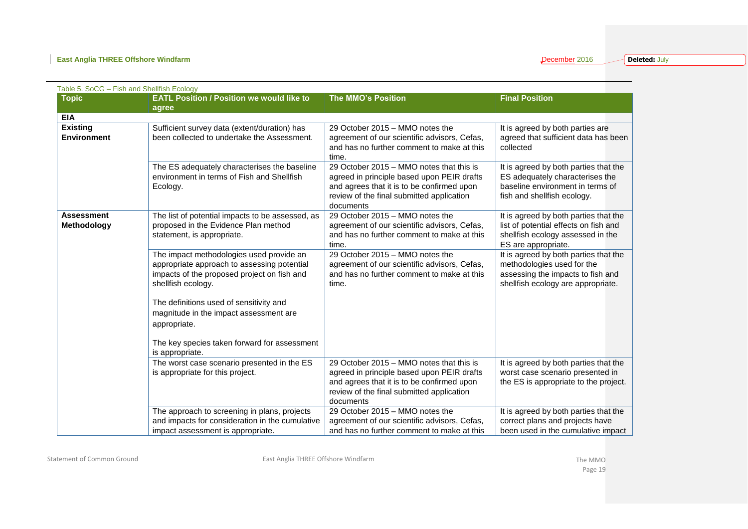Table 5. SoCG – Fish and Shellfish Ecology

| Topic | EATL Position / Position we would like to agree | The MMO's Position | Final Position |
|---|---|---|---|
| **EIA** | | | |
| **Existing Environment** | Sufficient survey data (extent/duration) has been collected to undertake the Assessment. | 29 October 2015 – MMO notes the agreement of our scientific advisors, Cefas, and has no further comment to make at this time. | It is agreed by both parties are agreed that sufficient data has been collected |
| | The ES adequately characterises the baseline environment in terms of Fish and Shellfish Ecology. | 29 October 2015 – MMO notes that this is agreed in principle based upon PEIR drafts and agrees that it is to be confirmed upon review of the final submitted application documents | It is agreed by both parties that the ES adequately characterises the baseline environment in terms of fish and shellfish ecology. |
| **Assessment Methodology** | The list of potential impacts to be assessed, as proposed in the Evidence Plan method statement, is appropriate. | 29 October 2015 – MMO notes the agreement of our scientific advisors, Cefas, and has no further comment to make at this time. | It is agreed by both parties that the list of potential effects on fish and shellfish ecology assessed in the ES are appropriate. |
| | The impact methodologies used provide an appropriate approach to assessing potential impacts of the proposed project on fish and shellfish ecology.<br><br>The definitions used of sensitivity and magnitude in the impact assessment are appropriate.<br><br>The key species taken forward for assessment is appropriate. | 29 October 2015 – MMO notes the agreement of our scientific advisors, Cefas, and has no further comment to make at this time. | It is agreed by both parties that the methodologies used for the assessing the impacts to fish and shellfish ecology are appropriate. |
| | The worst case scenario presented in the ES is appropriate for this project. | 29 October 2015 – MMO notes that this is agreed in principle based upon PEIR drafts and agrees that it is to be confirmed upon review of the final submitted application documents | It is agreed by both parties that the worst case scenario presented in the ES is appropriate to the project. |
| | The approach to screening in plans, projects and impacts for consideration in the cumulative impact assessment is appropriate. | 29 October 2015 – MMO notes the agreement of our scientific advisors, Cefas, and has no further comment to make at this | It is agreed by both parties that the correct plans and projects have been used in the cumulative impact |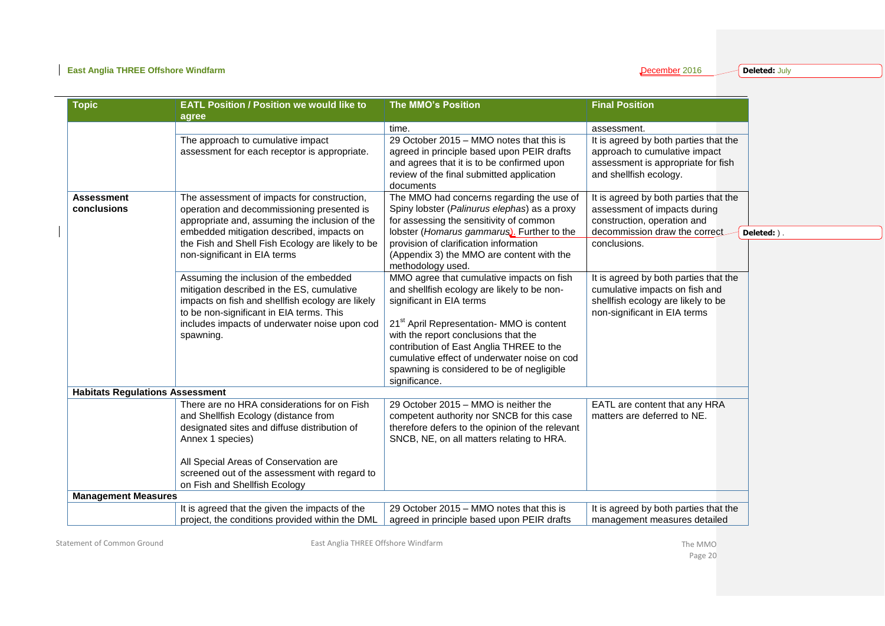| Topic | EATL Position / Position we would like to agree | The MMO's Position | Final Position |
|---|---|---|---|
| | | time. | assessment. |
| | The approach to cumulative impact assessment for each receptor is appropriate. | 29 October 2015 – MMO notes that this is agreed in principle based upon PEIR drafts and agrees that it is to be confirmed upon review of the final submitted application documents | It is agreed by both parties that the approach to cumulative impact assessment is appropriate for fish and shellfish ecology. |
| **Assessment conclusions** | The assessment of impacts for construction, operation and decommissioning presented is appropriate and, assuming the inclusion of the embedded mitigation described, impacts on the Fish and Shell Fish Ecology are likely to be non-significant in EIA terms | The MMO had concerns regarding the use of Spiny lobster (*Palinurus elephas*) as a proxy for assessing the sensitivity of common lobster (*Homarus gammarus*). Further to the provision of clarification information (Appendix 3) the MMO are content with the methodology used. | It is agreed by both parties that the assessment of impacts during construction, operation and decommission draw the correct conclusions. |
| | Assuming the inclusion of the embedded mitigation described in the ES, cumulative impacts on fish and shellfish ecology are likely to be non-significant in EIA terms. This includes impacts of underwater noise upon cod spawning. | MMO agree that cumulative impacts on fish and shellfish ecology are likely to be non-significant in EIA terms<br><br>21st April Representation- MMO is content with the report conclusions that the contribution of East Anglia THREE to the cumulative effect of underwater noise on cod spawning is considered to be of negligible significance. | It is agreed by both parties that the cumulative impacts on fish and shellfish ecology are likely to be non-significant in EIA terms |
| **Habitats Regulations Assessment** | | | |
| | There are no HRA considerations for on Fish and Shellfish Ecology (distance from designated sites and diffuse distribution of Annex 1 species)<br><br>All Special Areas of Conservation are screened out of the assessment with regard to on Fish and Shellfish Ecology | 29 October 2015 – MMO is neither the competent authority nor SNCB for this case therefore defers to the opinion of the relevant SNCB, NE, on all matters relating to HRA. | EATL are content that any HRA matters are deferred to NE. |
| **Management Measures** | | | |
| | It is agreed that the given the impacts of the project, the conditions provided within the DML | 29 October 2015 – MMO notes that this is agreed in principle based upon PEIR drafts | It is agreed by both parties that the management measures detailed |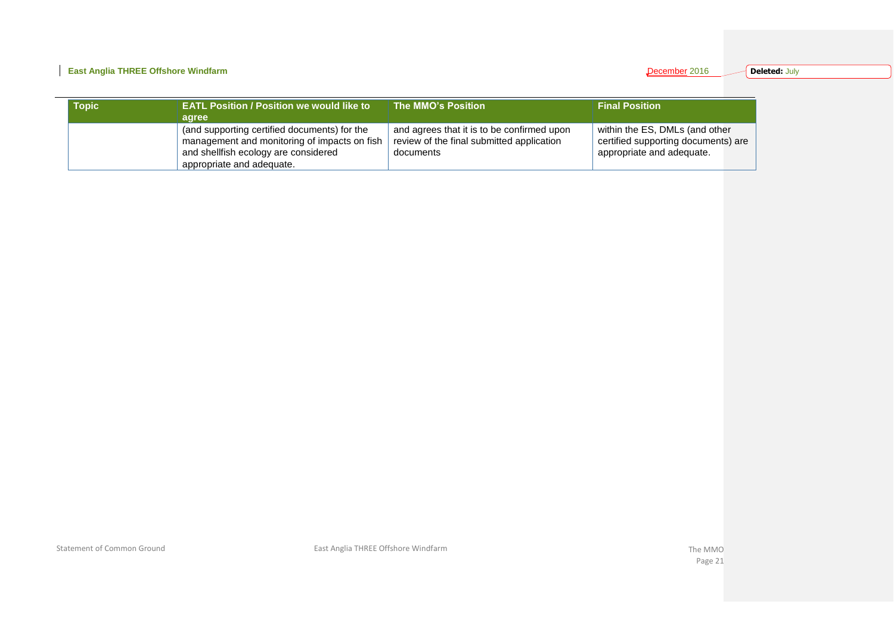| Topic | EATL Position / Position we would like to agree | The MMO's Position | Final Position |
|---|---|---|---|
| | (and supporting certified documents) for the management and monitoring of impacts on fish and shellfish ecology are considered appropriate and adequate. | and agrees that it is to be confirmed upon review of the final submitted application documents | within the ES, DMLs (and other certified supporting documents) are appropriate and adequate. |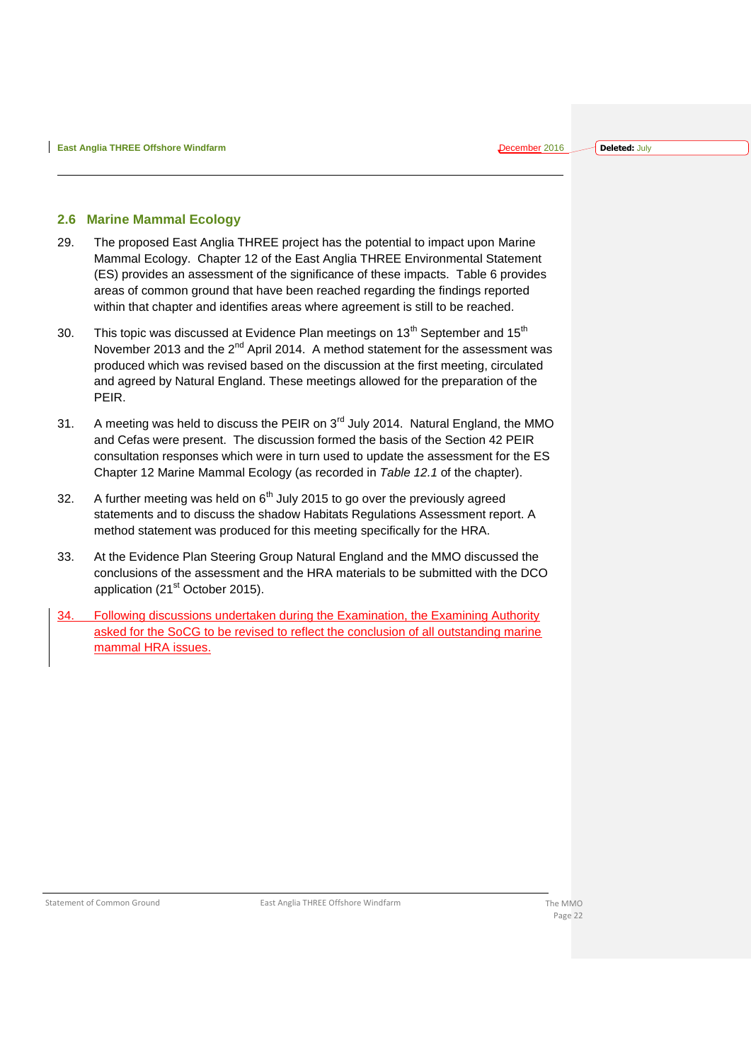## 2.6 Marine Mammal Ecology

29. The proposed East Anglia THREE project has the potential to impact upon Marine Mammal Ecology. Chapter 12 of the East Anglia THREE Environmental Statement (ES) provides an assessment of the significance of these impacts. Table 6 provides areas of common ground that have been reached regarding the findings reported within that chapter and identifies areas where agreement is still to be reached.

30. This topic was discussed at Evidence Plan meetings on 13th September and 15th November 2013 and the 2nd April 2014. A method statement for the assessment was produced which was revised based on the discussion at the first meeting, circulated and agreed by Natural England. These meetings allowed for the preparation of the PEIR.

31. A meeting was held to discuss the PEIR on 3rd July 2014. Natural England, the MMO and Cefas were present. The discussion formed the basis of the Section 42 PEIR consultation responses which were in turn used to update the assessment for the ES Chapter 12 Marine Mammal Ecology (as recorded in *Table 12.1* of the chapter).

32. A further meeting was held on 6th July 2015 to go over the previously agreed statements and to discuss the shadow Habitats Regulations Assessment report. A method statement was produced for this meeting specifically for the HRA.

33. At the Evidence Plan Steering Group Natural England and the MMO discussed the conclusions of the assessment and the HRA materials to be submitted with the DCO application (21st October 2015).

34. Following discussions undertaken during the Examination, the Examining Authority asked for the SoCG to be revised to reflect the conclusion of all outstanding marine mammal HRA issues.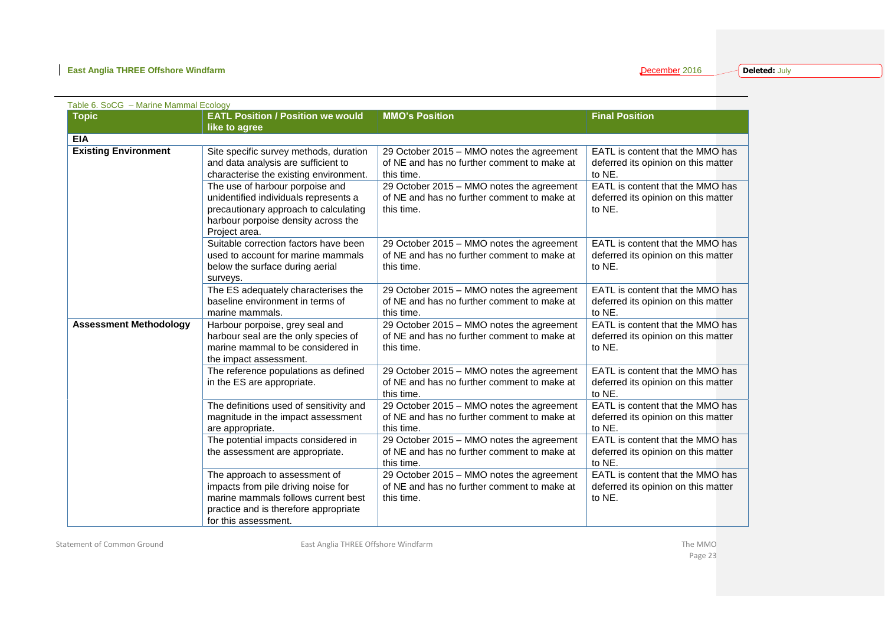Table 6. SoCG – Marine Mammal Ecology

| Topic | EATL Position / Position we would like to agree | MMO's Position | Final Position |
|---|---|---|---|
| **EIA** | | | |
| **Existing Environment** | Site specific survey methods, duration and data analysis are sufficient to characterise the existing environment. | 29 October 2015 – MMO notes the agreement of NE and has no further comment to make at this time. | EATL is content that the MMO has deferred its opinion on this matter to NE. |
| | The use of harbour porpoise and unidentified individuals represents a precautionary approach to calculating harbour porpoise density across the Project area. | 29 October 2015 – MMO notes the agreement of NE and has no further comment to make at this time. | EATL is content that the MMO has deferred its opinion on this matter to NE. |
| | Suitable correction factors have been used to account for marine mammals below the surface during aerial surveys. | 29 October 2015 – MMO notes the agreement of NE and has no further comment to make at this time. | EATL is content that the MMO has deferred its opinion on this matter to NE. |
| | The ES adequately characterises the baseline environment in terms of marine mammals. | 29 October 2015 – MMO notes the agreement of NE and has no further comment to make at this time. | EATL is content that the MMO has deferred its opinion on this matter to NE. |
| **Assessment Methodology** | Harbour porpoise, grey seal and harbour seal are the only species of marine mammal to be considered in the impact assessment. | 29 October 2015 – MMO notes the agreement of NE and has no further comment to make at this time. | EATL is content that the MMO has deferred its opinion on this matter to NE. |
| | The reference populations as defined in the ES are appropriate. | 29 October 2015 – MMO notes the agreement of NE and has no further comment to make at this time. | EATL is content that the MMO has deferred its opinion on this matter to NE. |
| | The definitions used of sensitivity and magnitude in the impact assessment are appropriate. | 29 October 2015 – MMO notes the agreement of NE and has no further comment to make at this time. | EATL is content that the MMO has deferred its opinion on this matter to NE. |
| | The potential impacts considered in the assessment are appropriate. | 29 October 2015 – MMO notes the agreement of NE and has no further comment to make at this time. | EATL is content that the MMO has deferred its opinion on this matter to NE. |
| | The approach to assessment of impacts from pile driving noise for marine mammals follows current best practice and is therefore appropriate for this assessment. | 29 October 2015 – MMO notes the agreement of NE and has no further comment to make at this time. | EATL is content that the MMO has deferred its opinion on this matter to NE. |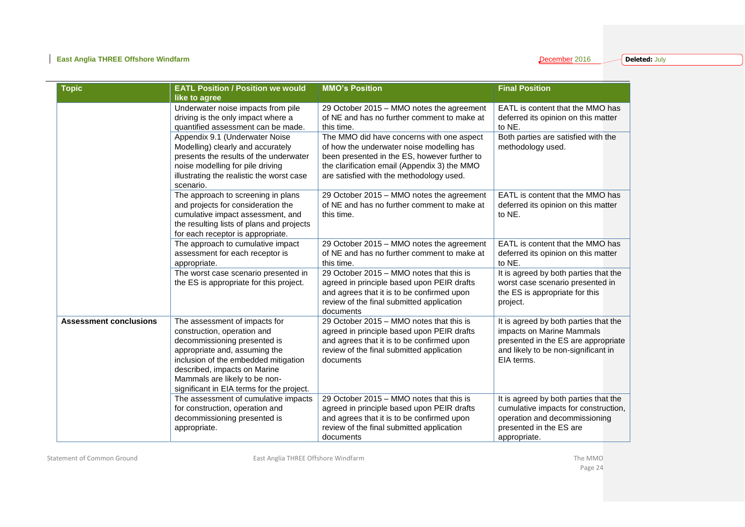| Topic | EATL Position / Position we would like to agree | MMO's Position | Final Position |
|---|---|---|---|
| | Underwater noise impacts from pile driving is the only impact where a quantified assessment can be made. | 29 October 2015 – MMO notes the agreement of NE and has no further comment to make at this time. | EATL is content that the MMO has deferred its opinion on this matter to NE. |
| | Appendix 9.1 (Underwater Noise Modelling) clearly and accurately presents the results of the underwater noise modelling for pile driving illustrating the realistic the worst case scenario. | The MMO did have concerns with one aspect of how the underwater noise modelling has been presented in the ES, however further to the clarification email (Appendix 3) the MMO are satisfied with the methodology used. | Both parties are satisfied with the methodology used. |
| | The approach to screening in plans and projects for consideration the cumulative impact assessment, and the resulting lists of plans and projects for each receptor is appropriate. | 29 October 2015 – MMO notes the agreement of NE and has no further comment to make at this time. | EATL is content that the MMO has deferred its opinion on this matter to NE. |
| | The approach to cumulative impact assessment for each receptor is appropriate. | 29 October 2015 – MMO notes the agreement of NE and has no further comment to make at this time. | EATL is content that the MMO has deferred its opinion on this matter to NE. |
| | The worst case scenario presented in the ES is appropriate for this project. | 29 October 2015 – MMO notes that this is agreed in principle based upon PEIR drafts and agrees that it is to be confirmed upon review of the final submitted application documents | It is agreed by both parties that the worst case scenario presented in the ES is appropriate for this project. |
| **Assessment conclusions** | The assessment of impacts for construction, operation and decommissioning presented is appropriate and, assuming the inclusion of the embedded mitigation described, impacts on Marine Mammals are likely to be non-significant in EIA terms for the project. | 29 October 2015 – MMO notes that this is agreed in principle based upon PEIR drafts and agrees that it is to be confirmed upon review of the final submitted application documents | It is agreed by both parties that the impacts on Marine Mammals presented in the ES are appropriate and likely to be non-significant in EIA terms. |
| | The assessment of cumulative impacts for construction, operation and decommissioning presented is appropriate. | 29 October 2015 – MMO notes that this is agreed in principle based upon PEIR drafts and agrees that it is to be confirmed upon review of the final submitted application documents | It is agreed by both parties that the cumulative impacts for construction, operation and decommissioning presented in the ES are appropriate. |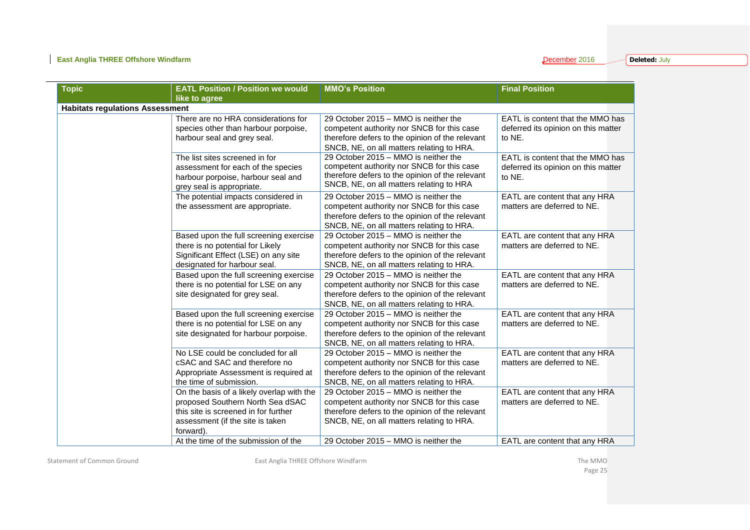| Topic | EATL Position / Position we would like to agree | MMO's Position | Final Position |
|---|---|---|---|
| **Habitats regulations Assessment** | | | |
| | There are no HRA considerations for species other than harbour porpoise, harbour seal and grey seal. | 29 October 2015 – MMO is neither the competent authority nor SNCB for this case therefore defers to the opinion of the relevant SNCB, NE, on all matters relating to HRA. | EATL is content that the MMO has deferred its opinion on this matter to NE. |
| | The list sites screened in for assessment for each of the species harbour porpoise, harbour seal and grey seal is appropriate. | 29 October 2015 – MMO is neither the competent authority nor SNCB for this case therefore defers to the opinion of the relevant SNCB, NE, on all matters relating to HRA | EATL is content that the MMO has deferred its opinion on this matter to NE. |
| | The potential impacts considered in the assessment are appropriate. | 29 October 2015 – MMO is neither the competent authority nor SNCB for this case therefore defers to the opinion of the relevant SNCB, NE, on all matters relating to HRA. | EATL are content that any HRA matters are deferred to NE. |
| | Based upon the full screening exercise there is no potential for Likely Significant Effect (LSE) on any site designated for harbour seal. | 29 October 2015 – MMO is neither the competent authority nor SNCB for this case therefore defers to the opinion of the relevant SNCB, NE, on all matters relating to HRA. | EATL are content that any HRA matters are deferred to NE. |
| | Based upon the full screening exercise there is no potential for LSE on any site designated for grey seal. | 29 October 2015 – MMO is neither the competent authority nor SNCB for this case therefore defers to the opinion of the relevant SNCB, NE, on all matters relating to HRA. | EATL are content that any HRA matters are deferred to NE. |
| | Based upon the full screening exercise there is no potential for LSE on any site designated for harbour porpoise. | 29 October 2015 – MMO is neither the competent authority nor SNCB for this case therefore defers to the opinion of the relevant SNCB, NE, on all matters relating to HRA. | EATL are content that any HRA matters are deferred to NE. |
| | No LSE could be concluded for all cSAC and SAC and therefore no Appropriate Assessment is required at the time of submission. | 29 October 2015 – MMO is neither the competent authority nor SNCB for this case therefore defers to the opinion of the relevant SNCB, NE, on all matters relating to HRA. | EATL are content that any HRA matters are deferred to NE. |
| | On the basis of a likely overlap with the proposed Southern North Sea dSAC this site is screened in for further assessment (if the site is taken forward). | 29 October 2015 – MMO is neither the competent authority nor SNCB for this case therefore defers to the opinion of the relevant SNCB, NE, on all matters relating to HRA. | EATL are content that any HRA matters are deferred to NE. |
| | At the time of the submission of the | 29 October 2015 – MMO is neither the | EATL are content that any HRA |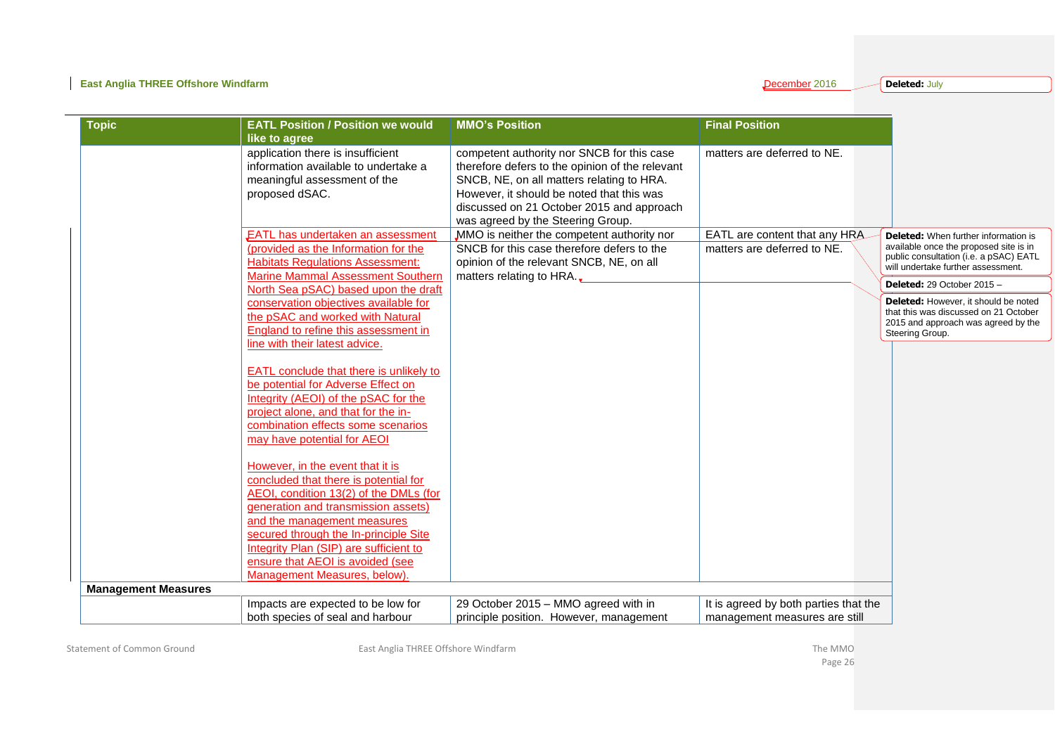| Topic | EATL Position / Position we would like to agree | MMO's Position | Final Position |
|---|---|---|---|
| | application there is insufficient information available to undertake a meaningful assessment of the proposed dSAC. | competent authority nor SNCB for this case therefore defers to the opinion of the relevant SNCB, NE, on all matters relating to HRA. However, it should be noted that this was discussed on 21 October 2015 and approach was agreed by the Steering Group. | matters are deferred to NE. |
| | EATL has undertaken an assessment (provided as the Information for the Habitats Regulations Assessment: Marine Mammal Assessment Southern North Sea pSAC) based upon the draft conservation objectives available for the pSAC and worked with Natural England to refine this assessment in line with their latest advice.<br><br>EATL conclude that there is unlikely to be potential for Adverse Effect on Integrity (AEOI) of the pSAC for the project alone, and that for the in-combination effects some scenarios may have potential for AEOI<br><br>However, in the event that it is concluded that there is potential for AEOI, condition 13(2) of the DMLs (for generation and transmission assets) and the management measures secured through the In-principle Site Integrity Plan (SIP) are sufficient to ensure that AEOI is avoided (see Management Measures, below). | MMO is neither the competent authority nor SNCB for this case therefore defers to the opinion of the relevant SNCB, NE, on all matters relating to HRA. | EATL are content that any HRA matters are deferred to NE. |
| **Management Measures** | | | |
| | Impacts are expected to be low for both species of seal and harbour | 29 October 2015 – MMO agreed with in principle position. However, management | It is agreed by both parties that the management measures are still |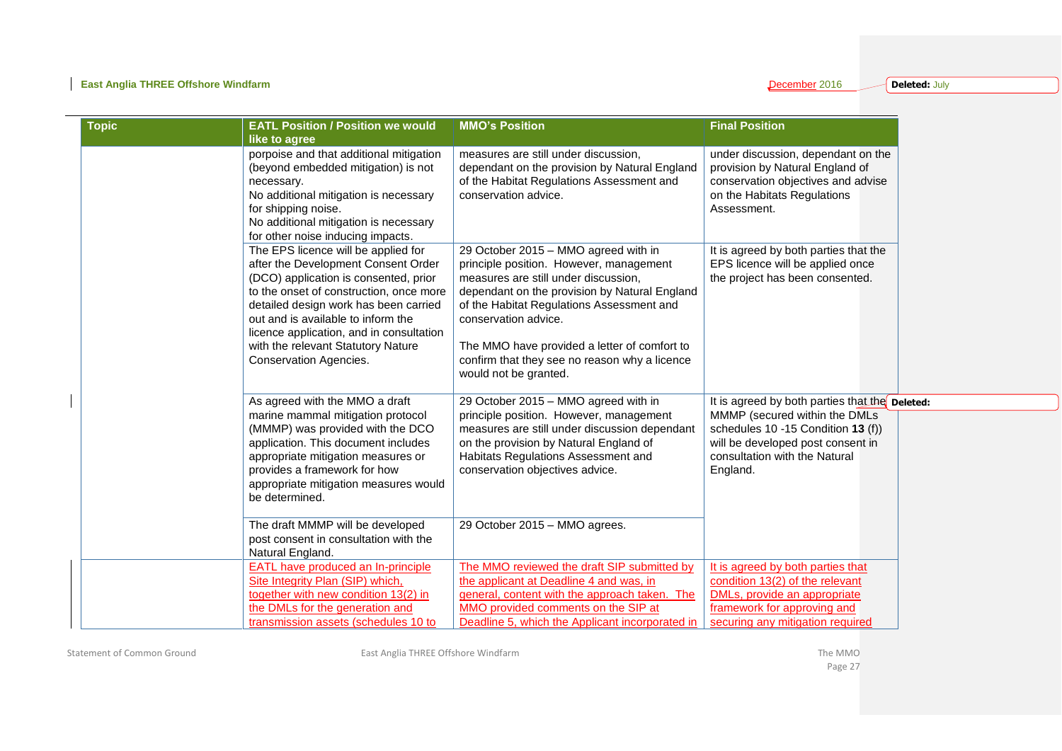| Topic | EATL Position / Position we would like to agree | MMO's Position | Final Position |
|---|---|---|---|
| | porpoise and that additional mitigation (beyond embedded mitigation) is not necessary. No additional mitigation is necessary for shipping noise. No additional mitigation is necessary for other noise inducing impacts. | measures are still under discussion, dependant on the provision by Natural England of the Habitat Regulations Assessment and conservation advice. | under discussion, dependant on the provision by Natural England of conservation objectives and advise on the Habitats Regulations Assessment. |
| | The EPS licence will be applied for after the Development Consent Order (DCO) application is consented, prior to the onset of construction, once more detailed design work has been carried out and is available to inform the licence application, and in consultation with the relevant Statutory Nature Conservation Agencies. | 29 October 2015 – MMO agreed with in principle position. However, management measures are still under discussion, dependant on the provision by Natural England of the Habitat Regulations Assessment and conservation advice. The MMO have provided a letter of comfort to confirm that they see no reason why a licence would not be granted. | It is agreed by both parties that the EPS licence will be applied once the project has been consented. |
| | As agreed with the MMO a draft marine mammal mitigation protocol (MMMP) was provided with the DCO application. This document includes appropriate mitigation measures or provides a framework for how appropriate mitigation measures would be determined. | 29 October 2015 – MMO agreed with in principle position. However, management measures are still under discussion dependant on the provision by Natural England of Habitats Regulations Assessment and conservation objectives advice. | It is agreed by both parties that the MMMP (secured within the DMLs schedules 10 -15 Condition **13** (f)) will be developed post consent in consultation with the Natural England. |
| | The draft MMMP will be developed post consent in consultation with the Natural England. | 29 October 2015 – MMO agrees. | |
| | EATL have produced an In-principle Site Integrity Plan (SIP) which, together with new condition 13(2) in the DMLs for the generation and transmission assets (schedules 10 to | The MMO reviewed the draft SIP submitted by the applicant at Deadline 4 and was, in general, content with the approach taken. The MMO provided comments on the SIP at Deadline 5, which the Applicant incorporated in | It is agreed by both parties that condition 13(2) of the relevant DMLs, provide an appropriate framework for approving and securing any mitigation required |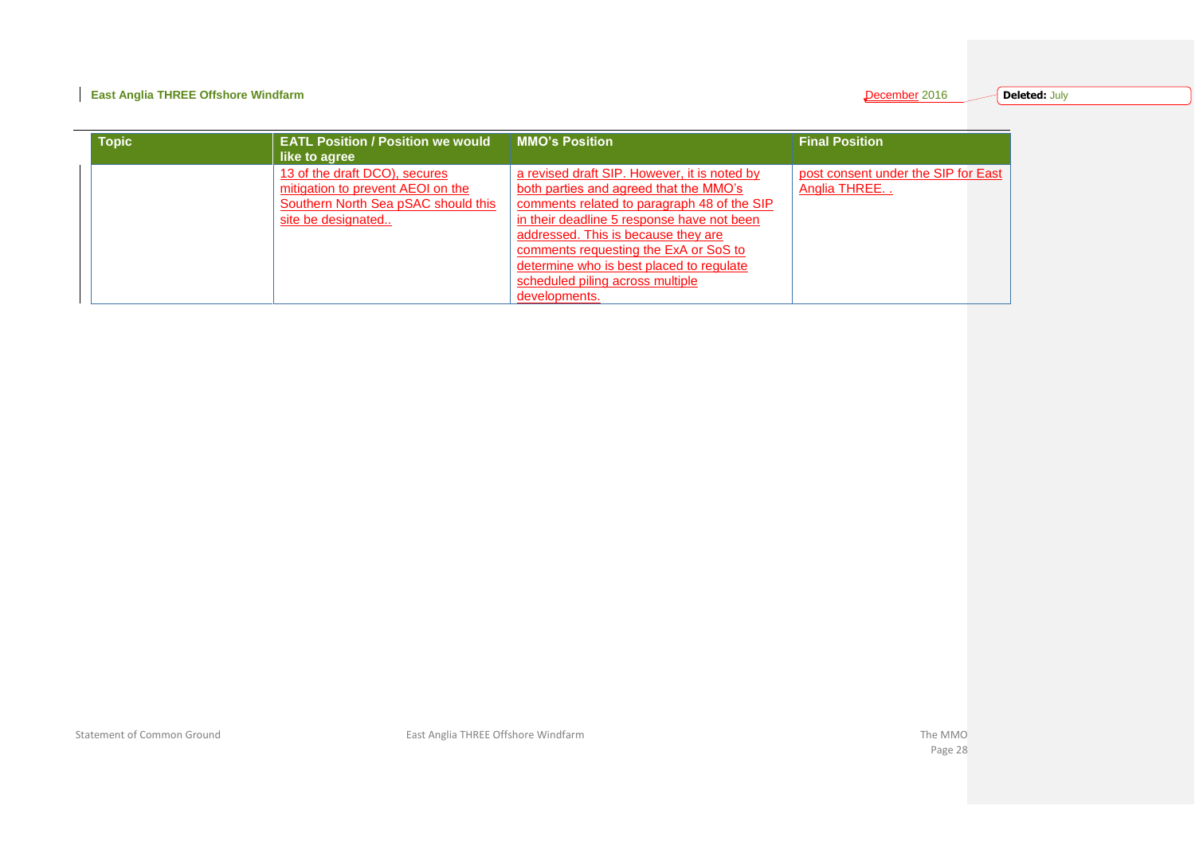| Topic | EATL Position / Position we would like to agree | MMO's Position | Final Position |
|---|---|---|---|
| | 13 of the draft DCO), secures mitigation to prevent AEOI on the Southern North Sea pSAC should this site be designated.. | a revised draft SIP. However, it is noted by both parties and agreed that the MMO's comments related to paragraph 48 of the SIP in their deadline 5 response have not been addressed. This is because they are comments requesting the ExA or SoS to determine who is best placed to regulate scheduled piling across multiple developments. | post consent under the SIP for East Anglia THREE. . |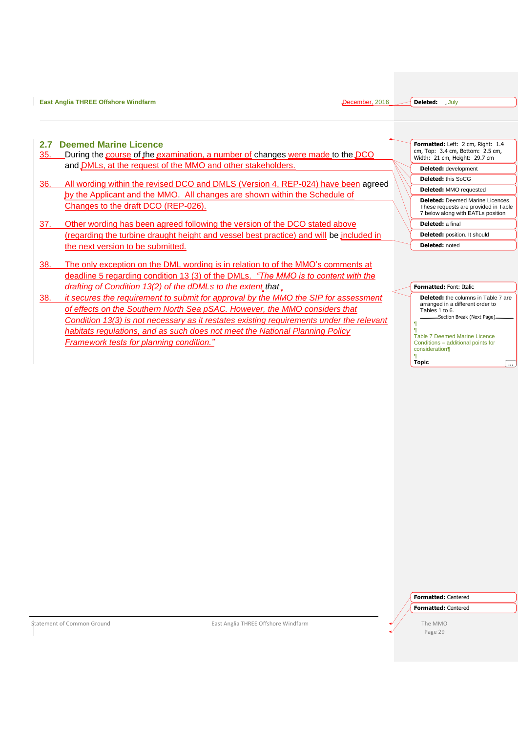## 2.7 Deemed Marine Licence

35. During the course of the examination, a number of changes were made to the DCO and DMLs, at the request of the MMO and other stakeholders.

36. All wording within the revised DCO and DMLS (Version 4, REP-024) have been agreed by the Applicant and the MMO. All changes are shown within the Schedule of Changes to the draft DCO (REP-026).

37. Other wording has been agreed following the version of the DCO stated above (regarding the turbine draught height and vessel best practice) and will be included in the next version to be submitted.

38. The only exception on the DML wording is in relation to of the MMO's comments at deadline 5 regarding condition 13 (3) of the DMLs. *"The MMO is to content with the drafting of Condition 13(2) of the dDMLs to the extent that*

38. *it secures the requirement to submit for approval by the MMO the SIP for assessment of effects on the Southern North Sea pSAC. However, the MMO considers that Condition 13(3) is not necessary as it restates existing requirements under the relevant habitats regulations, and as such does not meet the National Planning Policy Framework tests for planning condition."*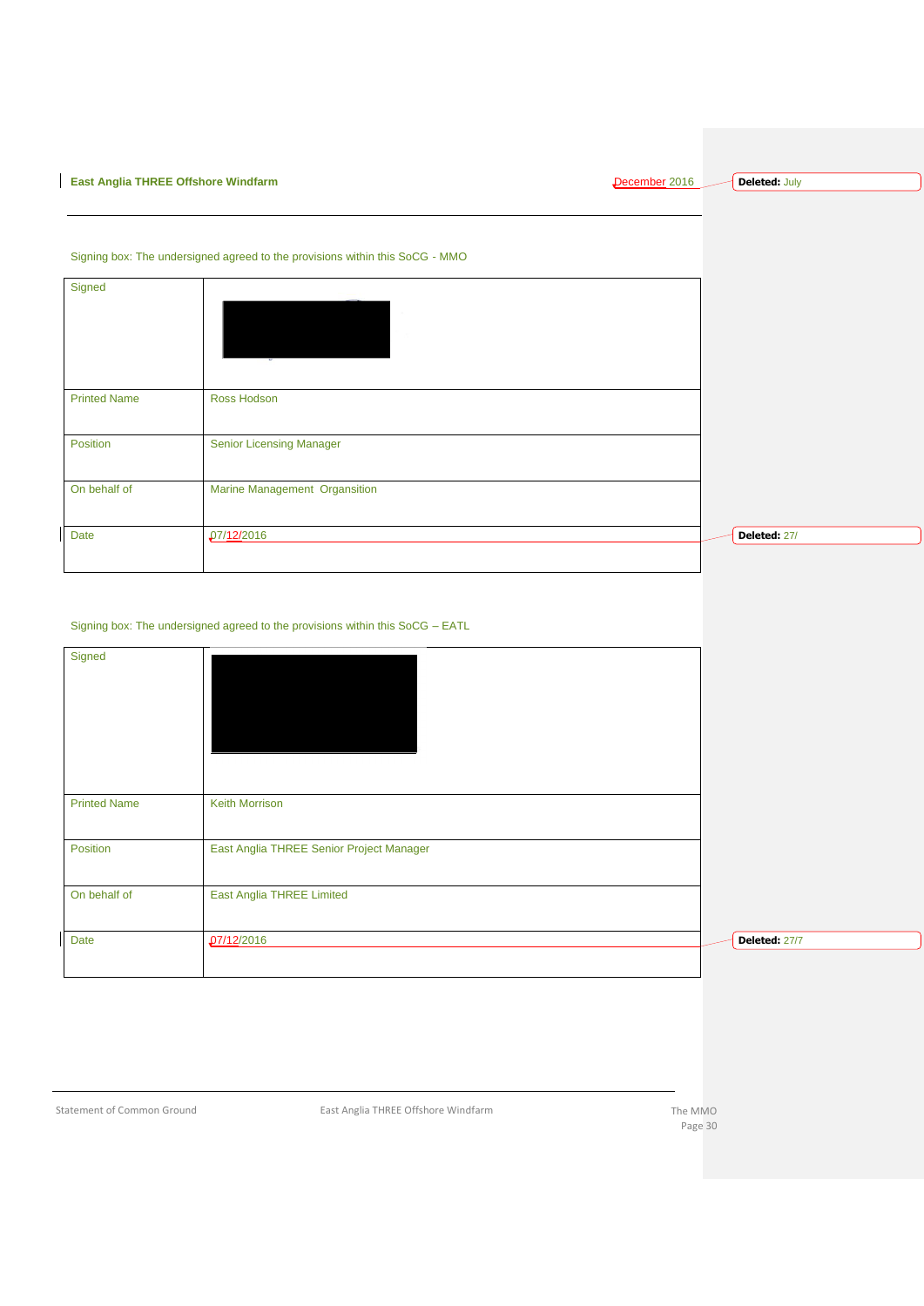Signing box: The undersigned agreed to the provisions within this SoCG - MMO

| Signed | |
|---|---|
| Printed Name | Ross Hodson |
| Position | Senior Licensing Manager |
| On behalf of | Marine Management Organsition |
| Date | 07/12/2016 |

Deleted: 27/

Signing box: The undersigned agreed to the provisions within this SoCG – EATL

| Signed | |
|---|---|
| Printed Name | Keith Morrison |
| Position | East Anglia THREE Senior Project Manager |
| On behalf of | East Anglia THREE Limited |
| Date | 07/12/2016 |

Deleted: 27/7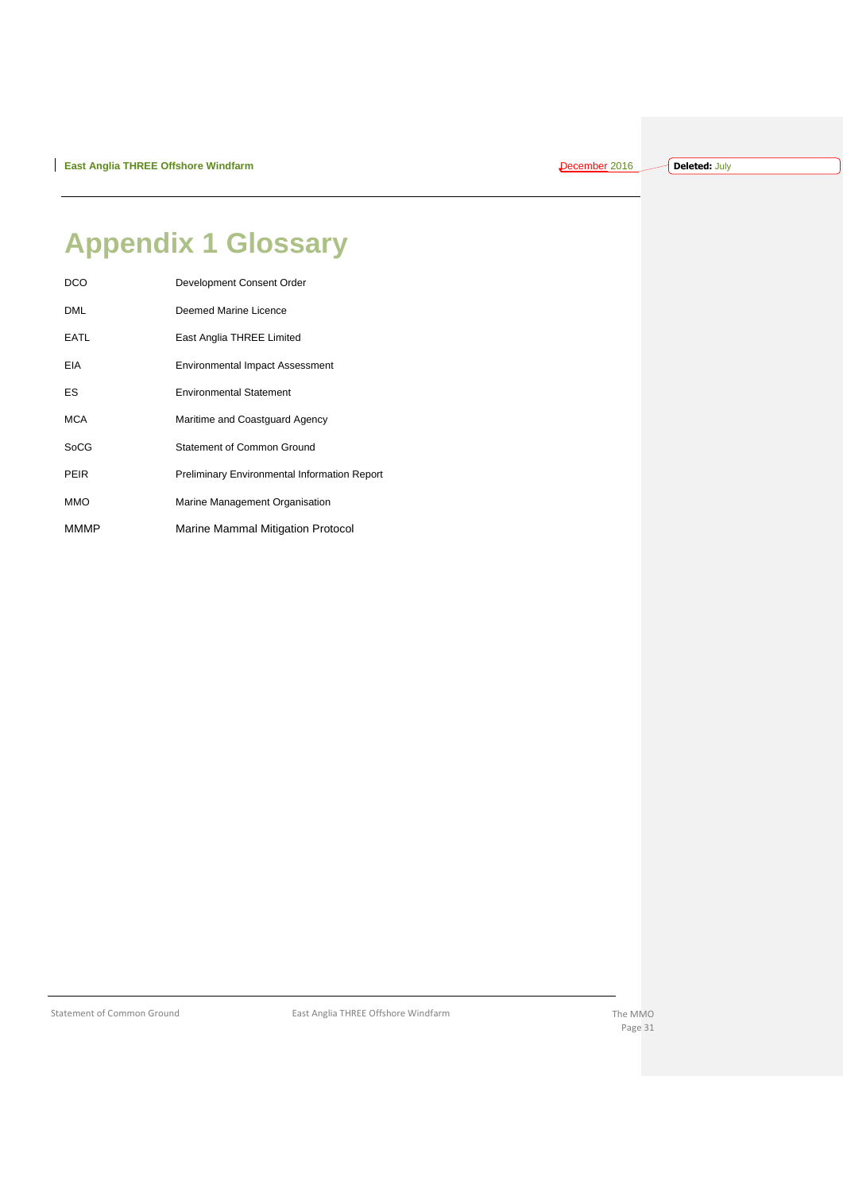# Appendix 1 Glossary

| | |
|---|---|
| DCO | Development Consent Order |
| DML | Deemed Marine Licence |
| EATL | East Anglia THREE Limited |
| EIA | Environmental Impact Assessment |
| ES | Environmental Statement |
| MCA | Maritime and Coastguard Agency |
| SoCG | Statement of Common Ground |
| PEIR | Preliminary Environmental Information Report |
| MMO | Marine Management Organisation |
| MMMP | Marine Mammal Mitigation Protocol |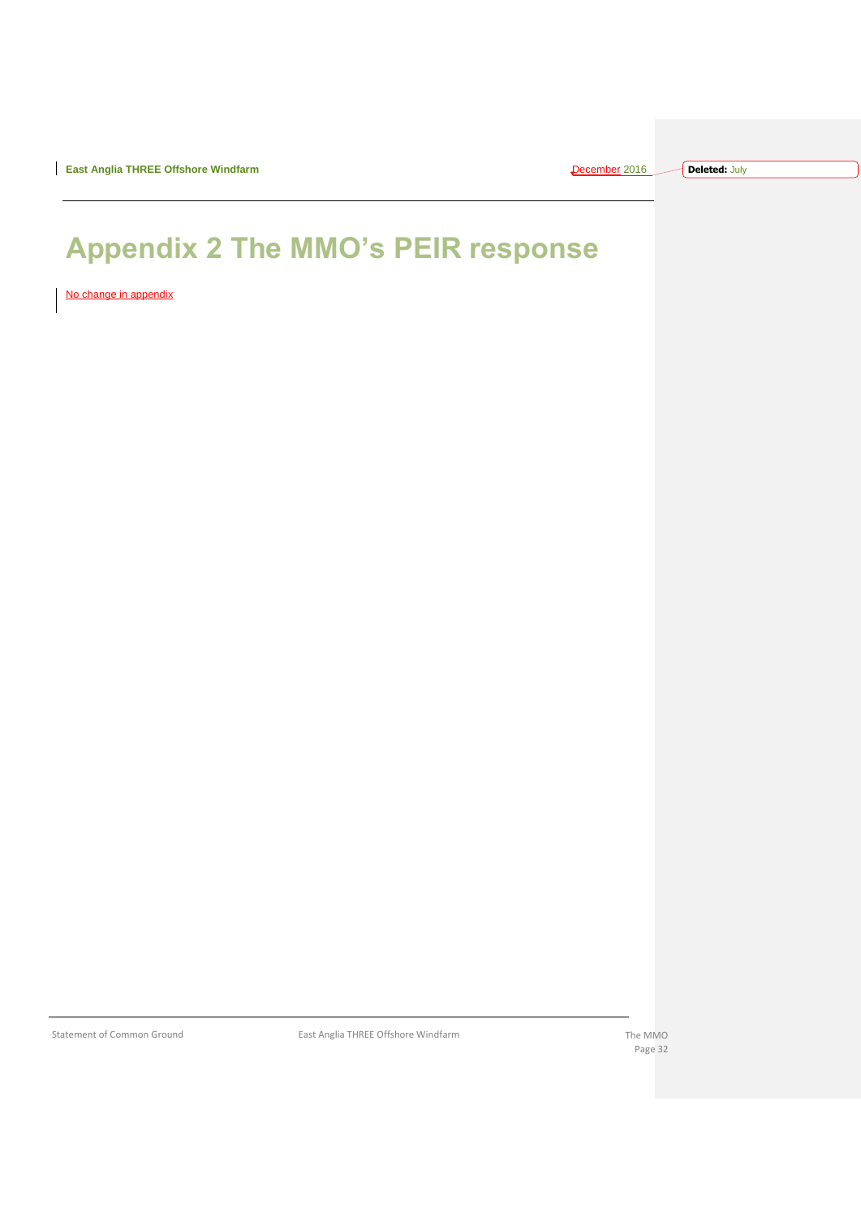# Appendix 2 The MMO's PEIR response

No change in appendix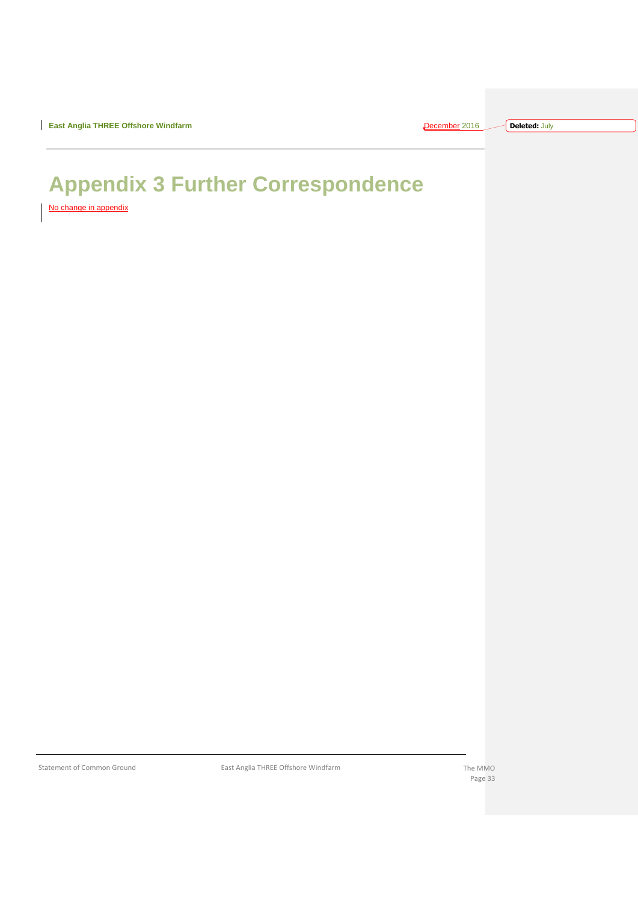# Appendix 3 Further Correspondence

No change in appendix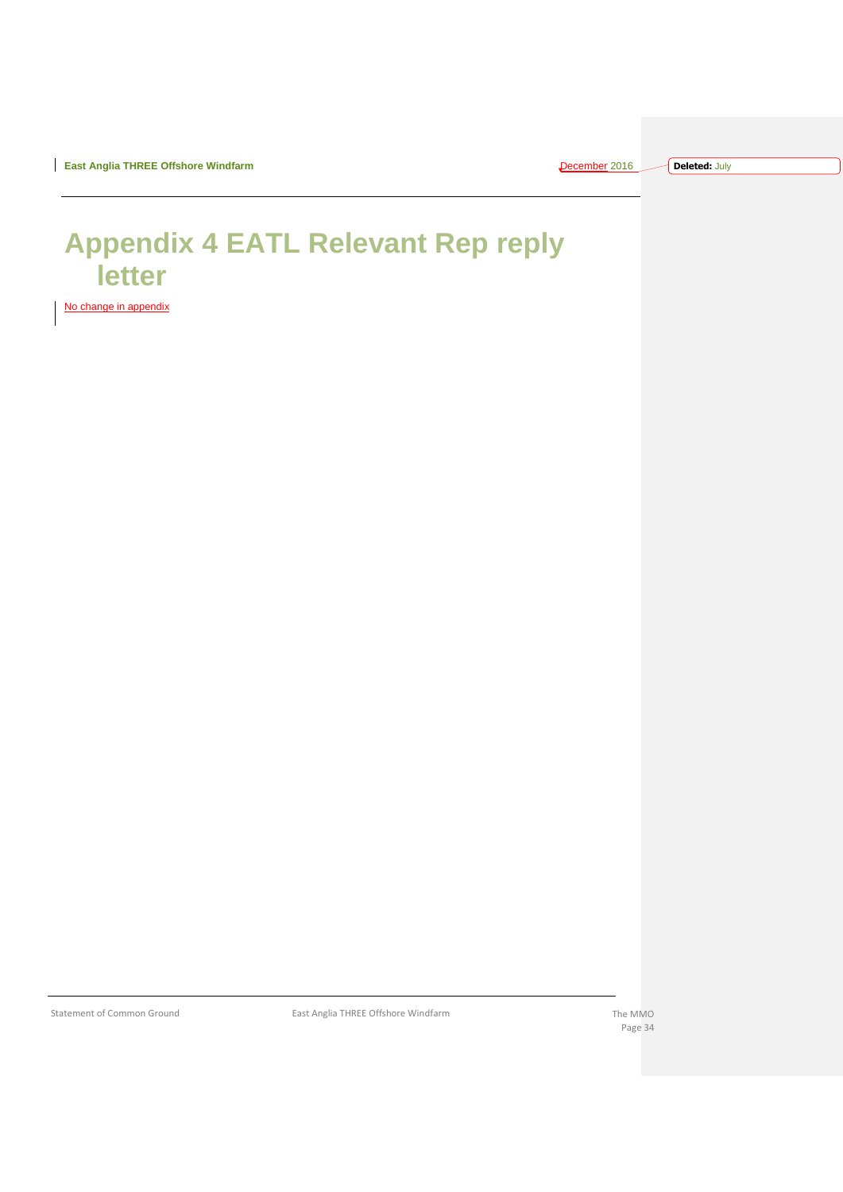# Appendix 4 EATL Relevant Rep reply letter

No change in appendix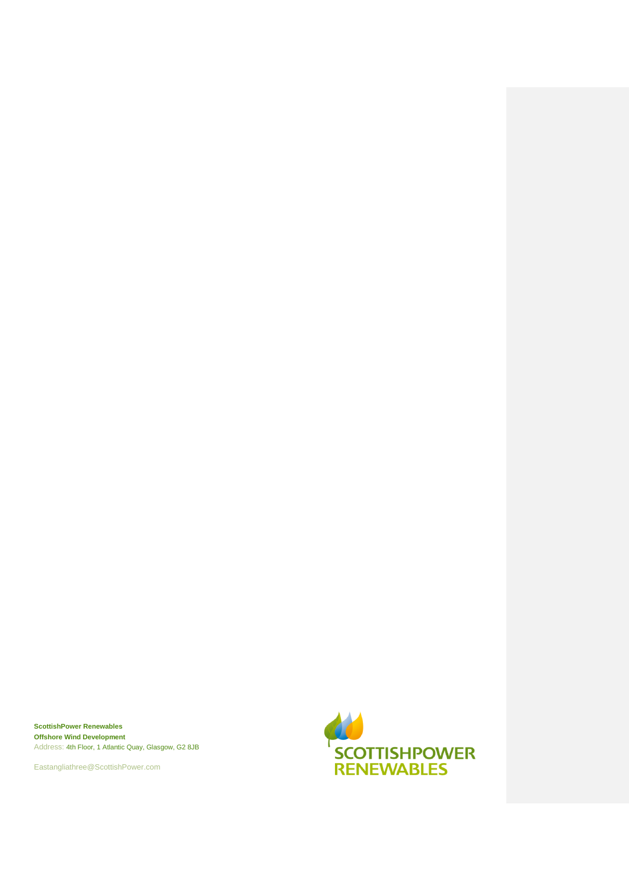**ScottishPower Renewables**
**Offshore Wind Development**
Address: 4th Floor, 1 Atlantic Quay, Glasgow, G2 8JB

Eastangliathree@ScottishPower.com

SCOTTISHPOWER RENEWABLES